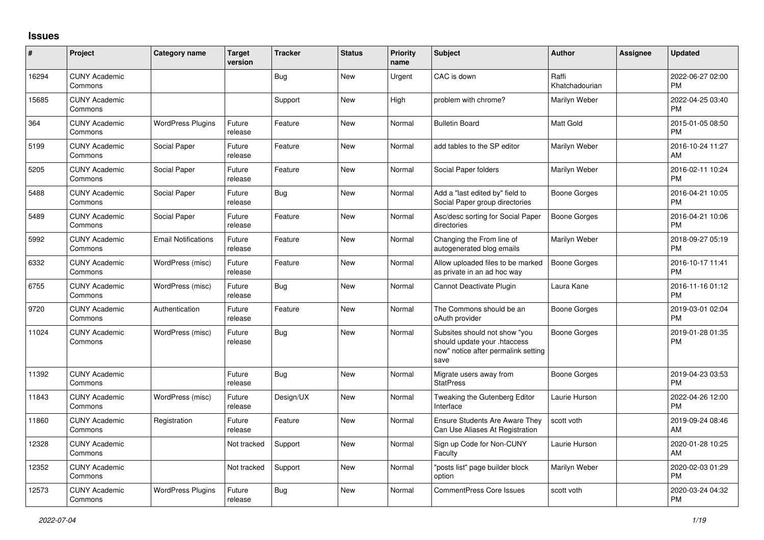## Issues

| # | Project | Category name | Target version | Tracker | Status | Priority name | Subject | Author | Assignee | Updated |
|---|---|---|---|---|---|---|---|---|---|---|
| 16294 | CUNY Academic Commons | | | Bug | New | Urgent | CAC is down | Raffi Khatchadourian | | 2022-06-27 02:00 PM |
| 15685 | CUNY Academic Commons | | | Support | New | High | problem with chrome? | Marilyn Weber | | 2022-04-25 03:40 PM |
| 364 | CUNY Academic Commons | WordPress Plugins | Future release | Feature | New | Normal | Bulletin Board | Matt Gold | | 2015-01-05 08:50 PM |
| 5199 | CUNY Academic Commons | Social Paper | Future release | Feature | New | Normal | add tables to the SP editor | Marilyn Weber | | 2016-10-24 11:27 AM |
| 5205 | CUNY Academic Commons | Social Paper | Future release | Feature | New | Normal | Social Paper folders | Marilyn Weber | | 2016-02-11 10:24 PM |
| 5488 | CUNY Academic Commons | Social Paper | Future release | Bug | New | Normal | Add a "last edited by" field to Social Paper group directories | Boone Gorges | | 2016-04-21 10:05 PM |
| 5489 | CUNY Academic Commons | Social Paper | Future release | Feature | New | Normal | Asc/desc sorting for Social Paper directories | Boone Gorges | | 2016-04-21 10:06 PM |
| 5992 | CUNY Academic Commons | Email Notifications | Future release | Feature | New | Normal | Changing the From line of autogenerated blog emails | Marilyn Weber | | 2018-09-27 05:19 PM |
| 6332 | CUNY Academic Commons | WordPress (misc) | Future release | Feature | New | Normal | Allow uploaded files to be marked as private in an ad hoc way | Boone Gorges | | 2016-10-17 11:41 PM |
| 6755 | CUNY Academic Commons | WordPress (misc) | Future release | Bug | New | Normal | Cannot Deactivate Plugin | Laura Kane | | 2016-11-16 01:12 PM |
| 9720 | CUNY Academic Commons | Authentication | Future release | Feature | New | Normal | The Commons should be an oAuth provider | Boone Gorges | | 2019-03-01 02:04 PM |
| 11024 | CUNY Academic Commons | WordPress (misc) | Future release | Bug | New | Normal | Subsites should not show "you should update your .htaccess now" notice after permalink setting save | Boone Gorges | | 2019-01-28 01:35 PM |
| 11392 | CUNY Academic Commons | | Future release | Bug | New | Normal | Migrate users away from StatPress | Boone Gorges | | 2019-04-23 03:53 PM |
| 11843 | CUNY Academic Commons | WordPress (misc) | Future release | Design/UX | New | Normal | Tweaking the Gutenberg Editor Interface | Laurie Hurson | | 2022-04-26 12:00 PM |
| 11860 | CUNY Academic Commons | Registration | Future release | Feature | New | Normal | Ensure Students Are Aware They Can Use Aliases At Registration | scott voth | | 2019-09-24 08:46 AM |
| 12328 | CUNY Academic Commons | | Not tracked | Support | New | Normal | Sign up Code for Non-CUNY Faculty | Laurie Hurson | | 2020-01-28 10:25 AM |
| 12352 | CUNY Academic Commons | | Not tracked | Support | New | Normal | "posts list" page builder block option | Marilyn Weber | | 2020-02-03 01:29 PM |
| 12573 | CUNY Academic Commons | WordPress Plugins | Future release | Bug | New | Normal | CommentPress Core Issues | scott voth | | 2020-03-24 04:32 PM |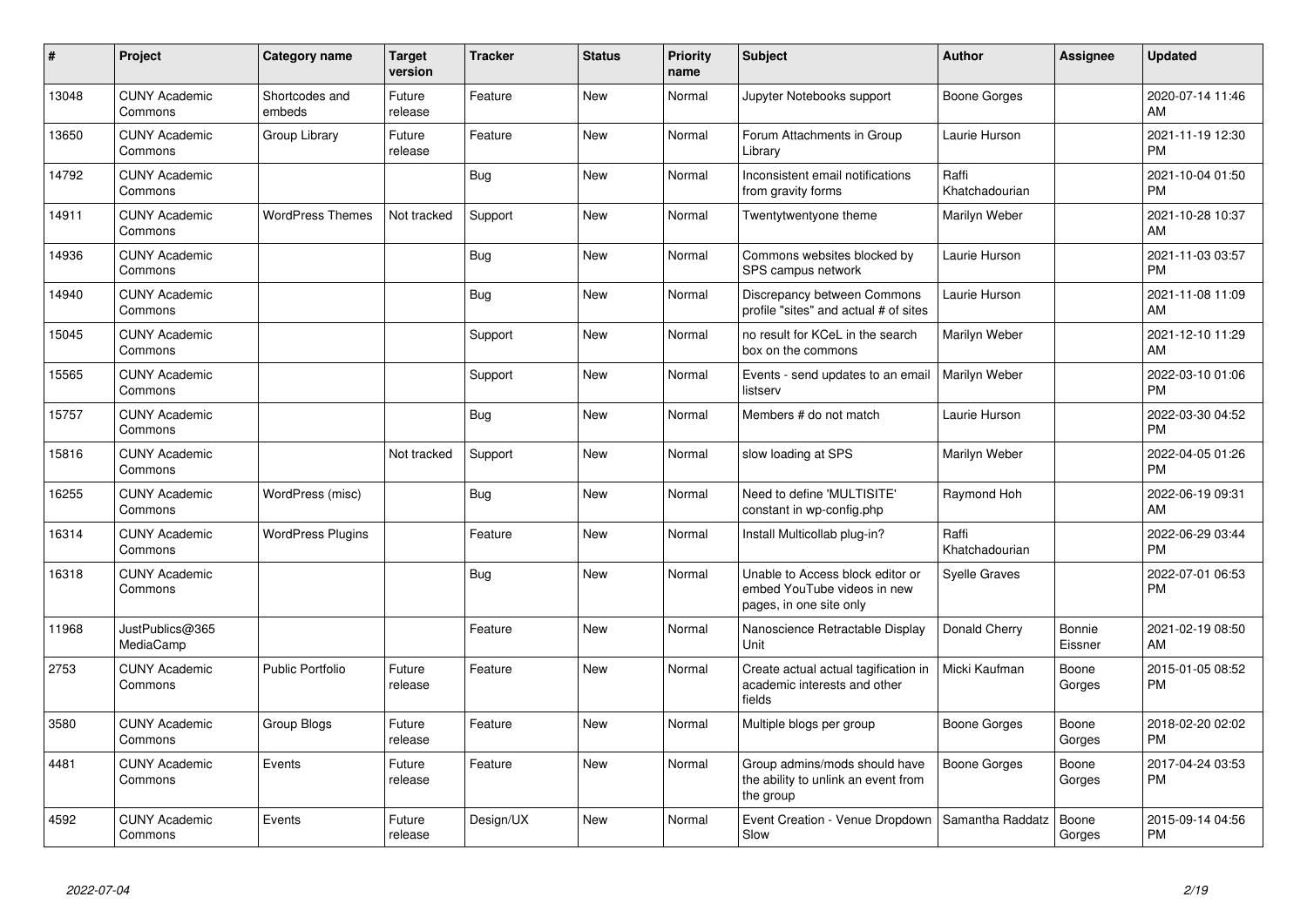| # | Project | Category name | Target version | Tracker | Status | Priority name | Subject | Author | Assignee | Updated |
|---|---|---|---|---|---|---|---|---|---|---|
| 13048 | CUNY Academic Commons | Shortcodes and embeds | Future release | Feature | New | Normal | Jupyter Notebooks support | Boone Gorges | | 2020-07-14 11:46 AM |
| 13650 | CUNY Academic Commons | Group Library | Future release | Feature | New | Normal | Forum Attachments in Group Library | Laurie Hurson | | 2021-11-19 12:30 PM |
| 14792 | CUNY Academic Commons | | | Bug | New | Normal | Inconsistent email notifications from gravity forms | Raffi Khatchadourian | | 2021-10-04 01:50 PM |
| 14911 | CUNY Academic Commons | WordPress Themes | Not tracked | Support | New | Normal | Twentytwentyone theme | Marilyn Weber | | 2021-10-28 10:37 AM |
| 14936 | CUNY Academic Commons | | | Bug | New | Normal | Commons websites blocked by SPS campus network | Laurie Hurson | | 2021-11-03 03:57 PM |
| 14940 | CUNY Academic Commons | | | Bug | New | Normal | Discrepancy between Commons profile "sites" and actual # of sites | Laurie Hurson | | 2021-11-08 11:09 AM |
| 15045 | CUNY Academic Commons | | | Support | New | Normal | no result for KCeL in the search box on the commons | Marilyn Weber | | 2021-12-10 11:29 AM |
| 15565 | CUNY Academic Commons | | | Support | New | Normal | Events - send updates to an email listserv | Marilyn Weber | | 2022-03-10 01:06 PM |
| 15757 | CUNY Academic Commons | | | Bug | New | Normal | Members # do not match | Laurie Hurson | | 2022-03-30 04:52 PM |
| 15816 | CUNY Academic Commons | | Not tracked | Support | New | Normal | slow loading at SPS | Marilyn Weber | | 2022-04-05 01:26 PM |
| 16255 | CUNY Academic Commons | WordPress (misc) | | Bug | New | Normal | Need to define 'MULTISITE' constant in wp-config.php | Raymond Hoh | | 2022-06-19 09:31 AM |
| 16314 | CUNY Academic Commons | WordPress Plugins | | Feature | New | Normal | Install Multicollab plug-in? | Raffi Khatchadourian | | 2022-06-29 03:44 PM |
| 16318 | CUNY Academic Commons | | | Bug | New | Normal | Unable to Access block editor or embed YouTube videos in new pages, in one site only | Syelle Graves | | 2022-07-01 06:53 PM |
| 11968 | JustPublics@365 MediaCamp | | | Feature | New | Normal | Nanoscience Retractable Display Unit | Donald Cherry | Bonnie Eissner | 2021-02-19 08:50 AM |
| 2753 | CUNY Academic Commons | Public Portfolio | Future release | Feature | New | Normal | Create actual actual tagification in academic interests and other fields | Micki Kaufman | Boone Gorges | 2015-01-05 08:52 PM |
| 3580 | CUNY Academic Commons | Group Blogs | Future release | Feature | New | Normal | Multiple blogs per group | Boone Gorges | Boone Gorges | 2018-02-20 02:02 PM |
| 4481 | CUNY Academic Commons | Events | Future release | Feature | New | Normal | Group admins/mods should have the ability to unlink an event from the group | Boone Gorges | Boone Gorges | 2017-04-24 03:53 PM |
| 4592 | CUNY Academic Commons | Events | Future release | Design/UX | New | Normal | Event Creation - Venue Dropdown Slow | Samantha Raddatz | Boone Gorges | 2015-09-14 04:56 PM |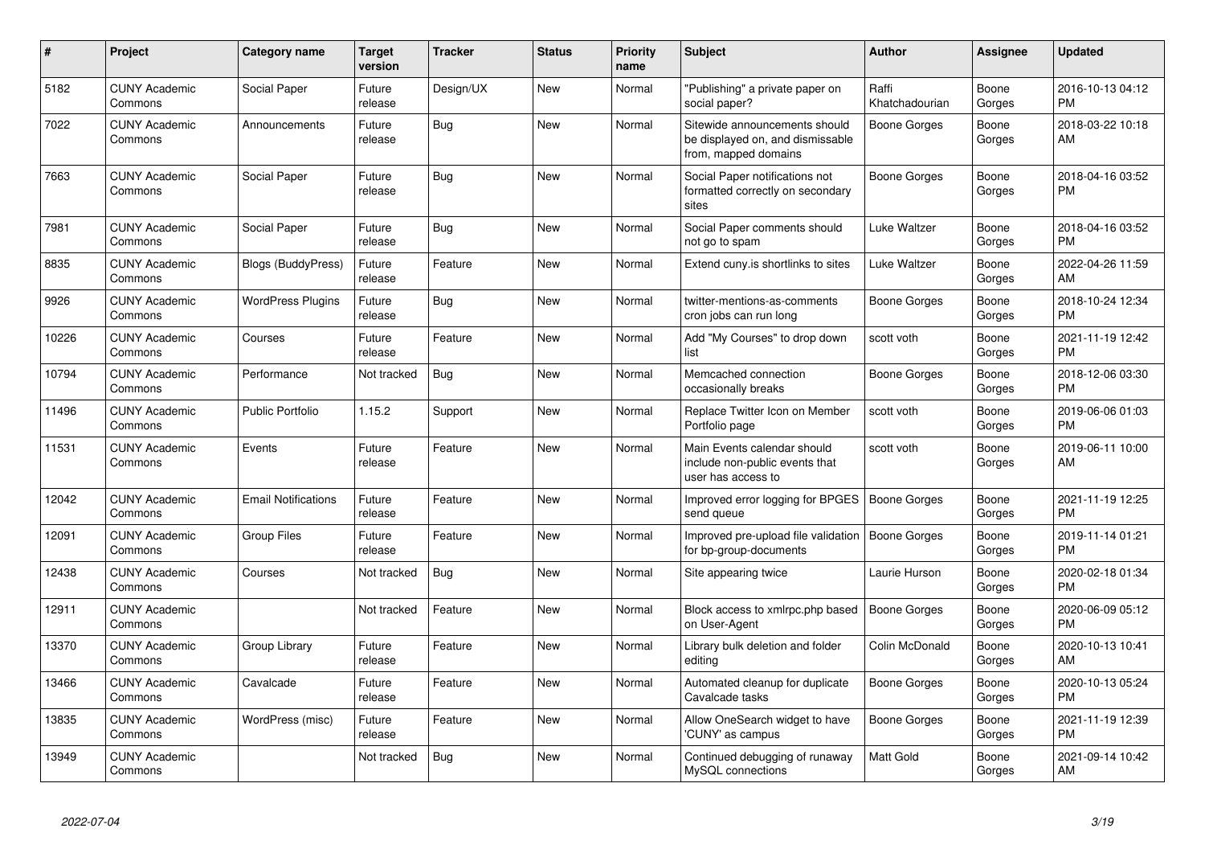| # | Project | Category name | Target version | Tracker | Status | Priority name | Subject | Author | Assignee | Updated |
|---|---|---|---|---|---|---|---|---|---|---|
| 5182 | CUNY Academic Commons | Social Paper | Future release | Design/UX | New | Normal | "Publishing" a private paper on social paper? | Raffi Khatchadourian | Boone Gorges | 2016-10-13 04:12 PM |
| 7022 | CUNY Academic Commons | Announcements | Future release | Bug | New | Normal | Sitewide announcements should be displayed on, and dismissable from, mapped domains | Boone Gorges | Boone Gorges | 2018-03-22 10:18 AM |
| 7663 | CUNY Academic Commons | Social Paper | Future release | Bug | New | Normal | Social Paper notifications not formatted correctly on secondary sites | Boone Gorges | Boone Gorges | 2018-04-16 03:52 PM |
| 7981 | CUNY Academic Commons | Social Paper | Future release | Bug | New | Normal | Social Paper comments should not go to spam | Luke Waltzer | Boone Gorges | 2018-04-16 03:52 PM |
| 8835 | CUNY Academic Commons | Blogs (BuddyPress) | Future release | Feature | New | Normal | Extend cuny.is shortlinks to sites | Luke Waltzer | Boone Gorges | 2022-04-26 11:59 AM |
| 9926 | CUNY Academic Commons | WordPress Plugins | Future release | Bug | New | Normal | twitter-mentions-as-comments cron jobs can run long | Boone Gorges | Boone Gorges | 2018-10-24 12:34 PM |
| 10226 | CUNY Academic Commons | Courses | Future release | Feature | New | Normal | Add "My Courses" to drop down list | scott voth | Boone Gorges | 2021-11-19 12:42 PM |
| 10794 | CUNY Academic Commons | Performance | Not tracked | Bug | New | Normal | Memcached connection occasionally breaks | Boone Gorges | Boone Gorges | 2018-12-06 03:30 PM |
| 11496 | CUNY Academic Commons | Public Portfolio | 1.15.2 | Support | New | Normal | Replace Twitter Icon on Member Portfolio page | scott voth | Boone Gorges | 2019-06-06 01:03 PM |
| 11531 | CUNY Academic Commons | Events | Future release | Feature | New | Normal | Main Events calendar should include non-public events that user has access to | scott voth | Boone Gorges | 2019-06-11 10:00 AM |
| 12042 | CUNY Academic Commons | Email Notifications | Future release | Feature | New | Normal | Improved error logging for BPGES send queue | Boone Gorges | Boone Gorges | 2021-11-19 12:25 PM |
| 12091 | CUNY Academic Commons | Group Files | Future release | Feature | New | Normal | Improved pre-upload file validation for bp-group-documents | Boone Gorges | Boone Gorges | 2019-11-14 01:21 PM |
| 12438 | CUNY Academic Commons | Courses | Not tracked | Bug | New | Normal | Site appearing twice | Laurie Hurson | Boone Gorges | 2020-02-18 01:34 PM |
| 12911 | CUNY Academic Commons | | Not tracked | Feature | New | Normal | Block access to xmlrpc.php based on User-Agent | Boone Gorges | Boone Gorges | 2020-06-09 05:12 PM |
| 13370 | CUNY Academic Commons | Group Library | Future release | Feature | New | Normal | Library bulk deletion and folder editing | Colin McDonald | Boone Gorges | 2020-10-13 10:41 AM |
| 13466 | CUNY Academic Commons | Cavalcade | Future release | Feature | New | Normal | Automated cleanup for duplicate Cavalcade tasks | Boone Gorges | Boone Gorges | 2020-10-13 05:24 PM |
| 13835 | CUNY Academic Commons | WordPress (misc) | Future release | Feature | New | Normal | Allow OneSearch widget to have 'CUNY' as campus | Boone Gorges | Boone Gorges | 2021-11-19 12:39 PM |
| 13949 | CUNY Academic Commons | | Not tracked | Bug | New | Normal | Continued debugging of runaway MySQL connections | Matt Gold | Boone Gorges | 2021-09-14 10:42 AM |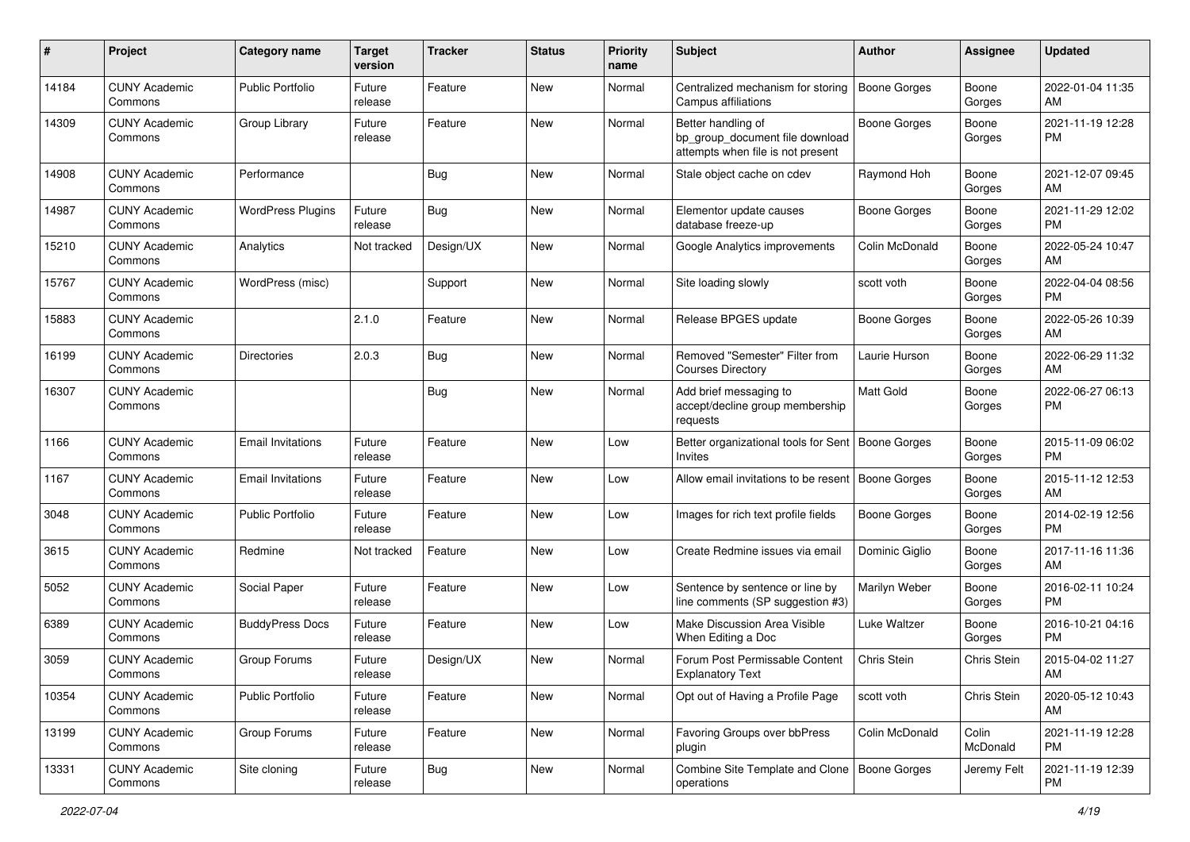| # | Project | Category name | Target version | Tracker | Status | Priority name | Subject | Author | Assignee | Updated |
|---|---|---|---|---|---|---|---|---|---|---|
| 14184 | CUNY Academic Commons | Public Portfolio | Future release | Feature | New | Normal | Centralized mechanism for storing Campus affiliations | Boone Gorges | Boone Gorges | 2022-01-04 11:35 AM |
| 14309 | CUNY Academic Commons | Group Library | Future release | Feature | New | Normal | Better handling of bp_group_document file download attempts when file is not present | Boone Gorges | Boone Gorges | 2021-11-19 12:28 PM |
| 14908 | CUNY Academic Commons | Performance | | Bug | New | Normal | Stale object cache on cdev | Raymond Hoh | Boone Gorges | 2021-12-07 09:45 AM |
| 14987 | CUNY Academic Commons | WordPress Plugins | Future release | Bug | New | Normal | Elementor update causes database freeze-up | Boone Gorges | Boone Gorges | 2021-11-29 12:02 PM |
| 15210 | CUNY Academic Commons | Analytics | Not tracked | Design/UX | New | Normal | Google Analytics improvements | Colin McDonald | Boone Gorges | 2022-05-24 10:47 AM |
| 15767 | CUNY Academic Commons | WordPress (misc) | | Support | New | Normal | Site loading slowly | scott voth | Boone Gorges | 2022-04-04 08:56 PM |
| 15883 | CUNY Academic Commons | | 2.1.0 | Feature | New | Normal | Release BPGES update | Boone Gorges | Boone Gorges | 2022-05-26 10:39 AM |
| 16199 | CUNY Academic Commons | Directories | 2.0.3 | Bug | New | Normal | Removed "Semester" Filter from Courses Directory | Laurie Hurson | Boone Gorges | 2022-06-29 11:32 AM |
| 16307 | CUNY Academic Commons | | | Bug | New | Normal | Add brief messaging to accept/decline group membership requests | Matt Gold | Boone Gorges | 2022-06-27 06:13 PM |
| 1166 | CUNY Academic Commons | Email Invitations | Future release | Feature | New | Low | Better organizational tools for Sent Invites | Boone Gorges | Boone Gorges | 2015-11-09 06:02 PM |
| 1167 | CUNY Academic Commons | Email Invitations | Future release | Feature | New | Low | Allow email invitations to be resent | Boone Gorges | Boone Gorges | 2015-11-12 12:53 AM |
| 3048 | CUNY Academic Commons | Public Portfolio | Future release | Feature | New | Low | Images for rich text profile fields | Boone Gorges | Boone Gorges | 2014-02-19 12:56 PM |
| 3615 | CUNY Academic Commons | Redmine | Not tracked | Feature | New | Low | Create Redmine issues via email | Dominic Giglio | Boone Gorges | 2017-11-16 11:36 AM |
| 5052 | CUNY Academic Commons | Social Paper | Future release | Feature | New | Low | Sentence by sentence or line by line comments (SP suggestion #3) | Marilyn Weber | Boone Gorges | 2016-02-11 10:24 PM |
| 6389 | CUNY Academic Commons | BuddyPress Docs | Future release | Feature | New | Low | Make Discussion Area Visible When Editing a Doc | Luke Waltzer | Boone Gorges | 2016-10-21 04:16 PM |
| 3059 | CUNY Academic Commons | Group Forums | Future release | Design/UX | New | Normal | Forum Post Permissable Content Explanatory Text | Chris Stein | Chris Stein | 2015-04-02 11:27 AM |
| 10354 | CUNY Academic Commons | Public Portfolio | Future release | Feature | New | Normal | Opt out of Having a Profile Page | scott voth | Chris Stein | 2020-05-12 10:43 AM |
| 13199 | CUNY Academic Commons | Group Forums | Future release | Feature | New | Normal | Favoring Groups over bbPress plugin | Colin McDonald | Colin McDonald | 2021-11-19 12:28 PM |
| 13331 | CUNY Academic Commons | Site cloning | Future release | Bug | New | Normal | Combine Site Template and Clone operations | Boone Gorges | Jeremy Felt | 2021-11-19 12:39 PM |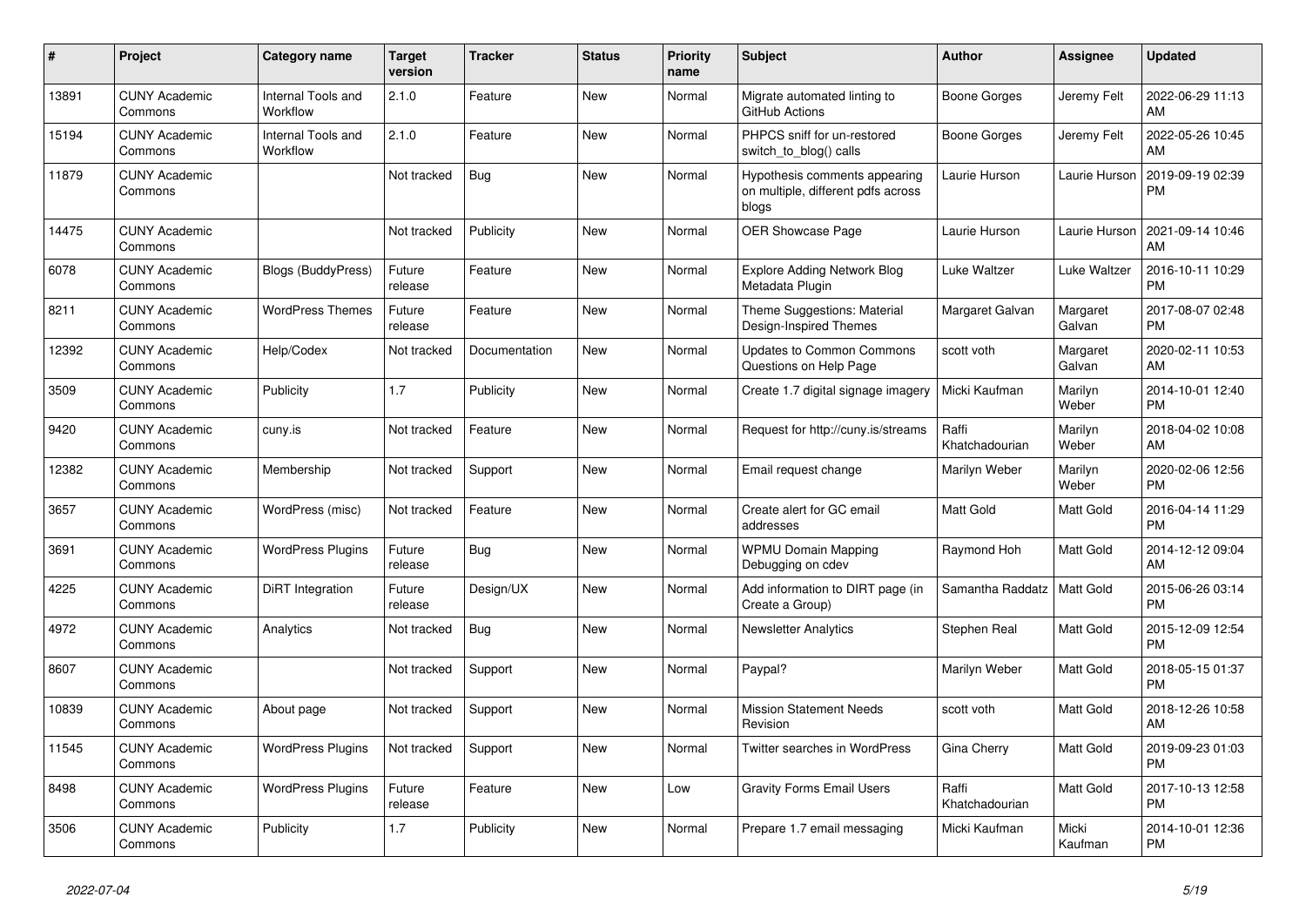| # | Project | Category name | Target version | Tracker | Status | Priority name | Subject | Author | Assignee | Updated |
|---|---|---|---|---|---|---|---|---|---|---|
| 13891 | CUNY Academic Commons | Internal Tools and Workflow | 2.1.0 | Feature | New | Normal | Migrate automated linting to GitHub Actions | Boone Gorges | Jeremy Felt | 2022-06-29 11:13 AM |
| 15194 | CUNY Academic Commons | Internal Tools and Workflow | 2.1.0 | Feature | New | Normal | PHPCS sniff for un-restored switch_to_blog() calls | Boone Gorges | Jeremy Felt | 2022-05-26 10:45 AM |
| 11879 | CUNY Academic Commons | | Not tracked | Bug | New | Normal | Hypothesis comments appearing on multiple, different pdfs across blogs | Laurie Hurson | Laurie Hurson | 2019-09-19 02:39 PM |
| 14475 | CUNY Academic Commons | | Not tracked | Publicity | New | Normal | OER Showcase Page | Laurie Hurson | Laurie Hurson | 2021-09-14 10:46 AM |
| 6078 | CUNY Academic Commons | Blogs (BuddyPress) | Future release | Feature | New | Normal | Explore Adding Network Blog Metadata Plugin | Luke Waltzer | Luke Waltzer | 2016-10-11 10:29 PM |
| 8211 | CUNY Academic Commons | WordPress Themes | Future release | Feature | New | Normal | Theme Suggestions: Material Design-Inspired Themes | Margaret Galvan | Margaret Galvan | 2017-08-07 02:48 PM |
| 12392 | CUNY Academic Commons | Help/Codex | Not tracked | Documentation | New | Normal | Updates to Common Commons Questions on Help Page | scott voth | Margaret Galvan | 2020-02-11 10:53 AM |
| 3509 | CUNY Academic Commons | Publicity | 1.7 | Publicity | New | Normal | Create 1.7 digital signage imagery | Micki Kaufman | Marilyn Weber | 2014-10-01 12:40 PM |
| 9420 | CUNY Academic Commons | cuny.is | Not tracked | Feature | New | Normal | Request for http://cuny.is/streams | Raffi Khatchadourian | Marilyn Weber | 2018-04-02 10:08 AM |
| 12382 | CUNY Academic Commons | Membership | Not tracked | Support | New | Normal | Email request change | Marilyn Weber | Marilyn Weber | 2020-02-06 12:56 PM |
| 3657 | CUNY Academic Commons | WordPress (misc) | Not tracked | Feature | New | Normal | Create alert for GC email addresses | Matt Gold | Matt Gold | 2016-04-14 11:29 PM |
| 3691 | CUNY Academic Commons | WordPress Plugins | Future release | Bug | New | Normal | WPMU Domain Mapping Debugging on cdev | Raymond Hoh | Matt Gold | 2014-12-12 09:04 AM |
| 4225 | CUNY Academic Commons | DiRT Integration | Future release | Design/UX | New | Normal | Add information to DIRT page (in Create a Group) | Samantha Raddatz | Matt Gold | 2015-06-26 03:14 PM |
| 4972 | CUNY Academic Commons | Analytics | Not tracked | Bug | New | Normal | Newsletter Analytics | Stephen Real | Matt Gold | 2015-12-09 12:54 PM |
| 8607 | CUNY Academic Commons | | Not tracked | Support | New | Normal | Paypal? | Marilyn Weber | Matt Gold | 2018-05-15 01:37 PM |
| 10839 | CUNY Academic Commons | About page | Not tracked | Support | New | Normal | Mission Statement Needs Revision | scott voth | Matt Gold | 2018-12-26 10:58 AM |
| 11545 | CUNY Academic Commons | WordPress Plugins | Not tracked | Support | New | Normal | Twitter searches in WordPress | Gina Cherry | Matt Gold | 2019-09-23 01:03 PM |
| 8498 | CUNY Academic Commons | WordPress Plugins | Future release | Feature | New | Low | Gravity Forms Email Users | Raffi Khatchadourian | Matt Gold | 2017-10-13 12:58 PM |
| 3506 | CUNY Academic Commons | Publicity | 1.7 | Publicity | New | Normal | Prepare 1.7 email messaging | Micki Kaufman | Micki Kaufman | 2014-10-01 12:36 PM |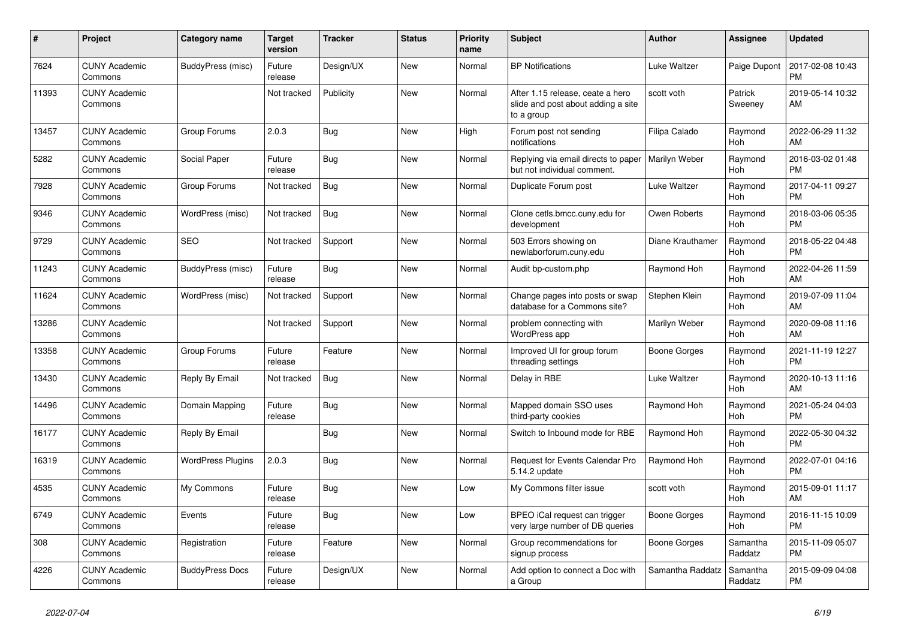| # | Project | Category name | Target version | Tracker | Status | Priority name | Subject | Author | Assignee | Updated |
|---|---|---|---|---|---|---|---|---|---|---|
| 7624 | CUNY Academic Commons | BuddyPress (misc) | Future release | Design/UX | New | Normal | BP Notifications | Luke Waltzer | Paige Dupont | 2017-02-08 10:43 PM |
| 11393 | CUNY Academic Commons | | Not tracked | Publicity | New | Normal | After 1.15 release, ceate a hero slide and post about adding a site to a group | scott voth | Patrick Sweeney | 2019-05-14 10:32 AM |
| 13457 | CUNY Academic Commons | Group Forums | 2.0.3 | Bug | New | High | Forum post not sending notifications | Filipa Calado | Raymond Hoh | 2022-06-29 11:32 AM |
| 5282 | CUNY Academic Commons | Social Paper | Future release | Bug | New | Normal | Replying via email directs to paper but not individual comment. | Marilyn Weber | Raymond Hoh | 2016-03-02 01:48 PM |
| 7928 | CUNY Academic Commons | Group Forums | Not tracked | Bug | New | Normal | Duplicate Forum post | Luke Waltzer | Raymond Hoh | 2017-04-11 09:27 PM |
| 9346 | CUNY Academic Commons | WordPress (misc) | Not tracked | Bug | New | Normal | Clone cetls.bmcc.cuny.edu for development | Owen Roberts | Raymond Hoh | 2018-03-06 05:35 PM |
| 9729 | CUNY Academic Commons | SEO | Not tracked | Support | New | Normal | 503 Errors showing on newlaborforum.cuny.edu | Diane Krauthamer | Raymond Hoh | 2018-05-22 04:48 PM |
| 11243 | CUNY Academic Commons | BuddyPress (misc) | Future release | Bug | New | Normal | Audit bp-custom.php | Raymond Hoh | Raymond Hoh | 2022-04-26 11:59 AM |
| 11624 | CUNY Academic Commons | WordPress (misc) | Not tracked | Support | New | Normal | Change pages into posts or swap database for a Commons site? | Stephen Klein | Raymond Hoh | 2019-07-09 11:04 AM |
| 13286 | CUNY Academic Commons | | Not tracked | Support | New | Normal | problem connecting with WordPress app | Marilyn Weber | Raymond Hoh | 2020-09-08 11:16 AM |
| 13358 | CUNY Academic Commons | Group Forums | Future release | Feature | New | Normal | Improved UI for group forum threading settings | Boone Gorges | Raymond Hoh | 2021-11-19 12:27 PM |
| 13430 | CUNY Academic Commons | Reply By Email | Not tracked | Bug | New | Normal | Delay in RBE | Luke Waltzer | Raymond Hoh | 2020-10-13 11:16 AM |
| 14496 | CUNY Academic Commons | Domain Mapping | Future release | Bug | New | Normal | Mapped domain SSO uses third-party cookies | Raymond Hoh | Raymond Hoh | 2021-05-24 04:03 PM |
| 16177 | CUNY Academic Commons | Reply By Email | | Bug | New | Normal | Switch to Inbound mode for RBE | Raymond Hoh | Raymond Hoh | 2022-05-30 04:32 PM |
| 16319 | CUNY Academic Commons | WordPress Plugins | 2.0.3 | Bug | New | Normal | Request for Events Calendar Pro 5.14.2 update | Raymond Hoh | Raymond Hoh | 2022-07-01 04:16 PM |
| 4535 | CUNY Academic Commons | My Commons | Future release | Bug | New | Low | My Commons filter issue | scott voth | Raymond Hoh | 2015-09-01 11:17 AM |
| 6749 | CUNY Academic Commons | Events | Future release | Bug | New | Low | BPEO iCal request can trigger very large number of DB queries | Boone Gorges | Raymond Hoh | 2016-11-15 10:09 PM |
| 308 | CUNY Academic Commons | Registration | Future release | Feature | New | Normal | Group recommendations for signup process | Boone Gorges | Samantha Raddatz | 2015-11-09 05:07 PM |
| 4226 | CUNY Academic Commons | BuddyPress Docs | Future release | Design/UX | New | Normal | Add option to connect a Doc with a Group | Samantha Raddatz | Samantha Raddatz | 2015-09-09 04:08 PM |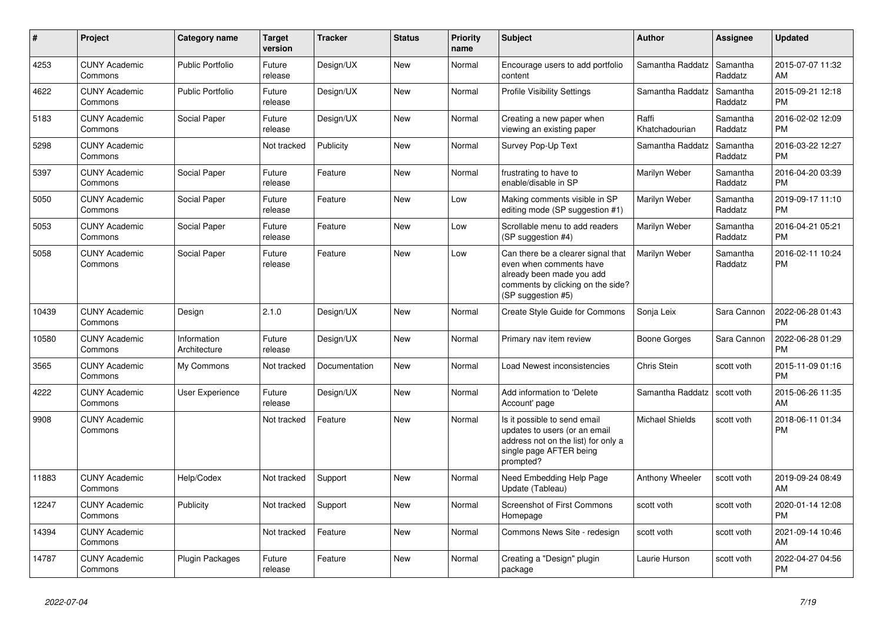| # | Project | Category name | Target version | Tracker | Status | Priority name | Subject | Author | Assignee | Updated |
|---|---|---|---|---|---|---|---|---|---|---|
| 4253 | CUNY Academic Commons | Public Portfolio | Future release | Design/UX | New | Normal | Encourage users to add portfolio content | Samantha Raddatz | Samantha Raddatz | 2015-07-07 11:32 AM |
| 4622 | CUNY Academic Commons | Public Portfolio | Future release | Design/UX | New | Normal | Profile Visibility Settings | Samantha Raddatz | Samantha Raddatz | 2015-09-21 12:18 PM |
| 5183 | CUNY Academic Commons | Social Paper | Future release | Design/UX | New | Normal | Creating a new paper when viewing an existing paper | Raffi Khatchadourian | Samantha Raddatz | 2016-02-02 12:09 PM |
| 5298 | CUNY Academic Commons | | Not tracked | Publicity | New | Normal | Survey Pop-Up Text | Samantha Raddatz | Samantha Raddatz | 2016-03-22 12:27 PM |
| 5397 | CUNY Academic Commons | Social Paper | Future release | Feature | New | Normal | frustrating to have to enable/disable in SP | Marilyn Weber | Samantha Raddatz | 2016-04-20 03:39 PM |
| 5050 | CUNY Academic Commons | Social Paper | Future release | Feature | New | Low | Making comments visible in SP editing mode (SP suggestion #1) | Marilyn Weber | Samantha Raddatz | 2019-09-17 11:10 PM |
| 5053 | CUNY Academic Commons | Social Paper | Future release | Feature | New | Low | Scrollable menu to add readers (SP suggestion #4) | Marilyn Weber | Samantha Raddatz | 2016-04-21 05:21 PM |
| 5058 | CUNY Academic Commons | Social Paper | Future release | Feature | New | Low | Can there be a clearer signal that even when comments have already been made you add comments by clicking on the side? (SP suggestion #5) | Marilyn Weber | Samantha Raddatz | 2016-02-11 10:24 PM |
| 10439 | CUNY Academic Commons | Design | 2.1.0 | Design/UX | New | Normal | Create Style Guide for Commons | Sonja Leix | Sara Cannon | 2022-06-28 01:43 PM |
| 10580 | CUNY Academic Commons | Information Architecture | Future release | Design/UX | New | Normal | Primary nav item review | Boone Gorges | Sara Cannon | 2022-06-28 01:29 PM |
| 3565 | CUNY Academic Commons | My Commons | Not tracked | Documentation | New | Normal | Load Newest inconsistencies | Chris Stein | scott voth | 2015-11-09 01:16 PM |
| 4222 | CUNY Academic Commons | User Experience | Future release | Design/UX | New | Normal | Add information to 'Delete Account' page | Samantha Raddatz | scott voth | 2015-06-26 11:35 AM |
| 9908 | CUNY Academic Commons | | Not tracked | Feature | New | Normal | Is it possible to send email updates to users (or an email address not on the list) for only a single page AFTER being prompted? | Michael Shields | scott voth | 2018-06-11 01:34 PM |
| 11883 | CUNY Academic Commons | Help/Codex | Not tracked | Support | New | Normal | Need Embedding Help Page Update (Tableau) | Anthony Wheeler | scott voth | 2019-09-24 08:49 AM |
| 12247 | CUNY Academic Commons | Publicity | Not tracked | Support | New | Normal | Screenshot of First Commons Homepage | scott voth | scott voth | 2020-01-14 12:08 PM |
| 14394 | CUNY Academic Commons | | Not tracked | Feature | New | Normal | Commons News Site - redesign | scott voth | scott voth | 2021-09-14 10:46 AM |
| 14787 | CUNY Academic Commons | Plugin Packages | Future release | Feature | New | Normal | Creating a "Design" plugin package | Laurie Hurson | scott voth | 2022-04-27 04:56 PM |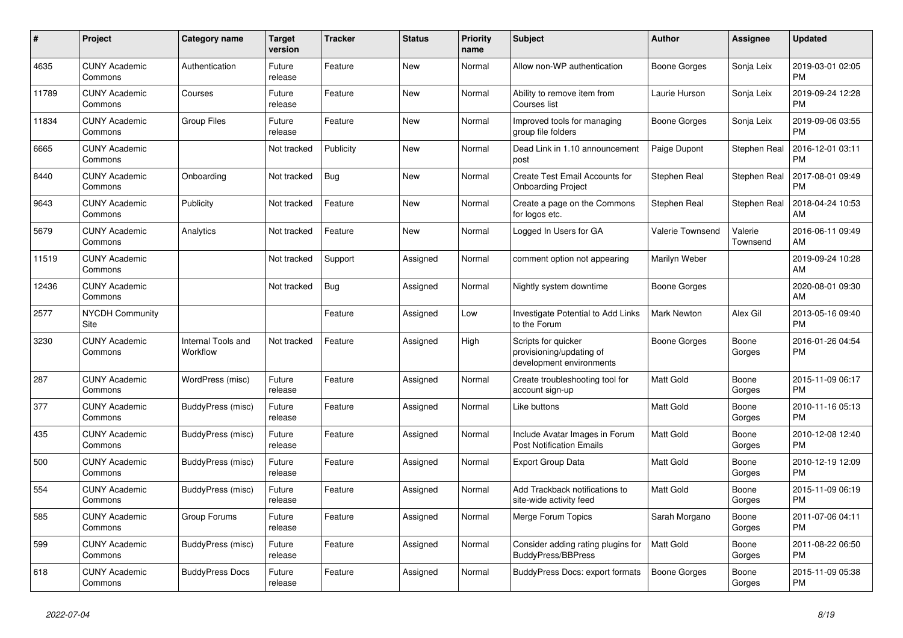| # | Project | Category name | Target version | Tracker | Status | Priority name | Subject | Author | Assignee | Updated |
|---|---|---|---|---|---|---|---|---|---|---|
| 4635 | CUNY Academic Commons | Authentication | Future release | Feature | New | Normal | Allow non-WP authentication | Boone Gorges | Sonja Leix | 2019-03-01 02:05 PM |
| 11789 | CUNY Academic Commons | Courses | Future release | Feature | New | Normal | Ability to remove item from Courses list | Laurie Hurson | Sonja Leix | 2019-09-24 12:28 PM |
| 11834 | CUNY Academic Commons | Group Files | Future release | Feature | New | Normal | Improved tools for managing group file folders | Boone Gorges | Sonja Leix | 2019-09-06 03:55 PM |
| 6665 | CUNY Academic Commons | | Not tracked | Publicity | New | Normal | Dead Link in 1.10 announcement post | Paige Dupont | Stephen Real | 2016-12-01 03:11 PM |
| 8440 | CUNY Academic Commons | Onboarding | Not tracked | Bug | New | Normal | Create Test Email Accounts for Onboarding Project | Stephen Real | Stephen Real | 2017-08-01 09:49 PM |
| 9643 | CUNY Academic Commons | Publicity | Not tracked | Feature | New | Normal | Create a page on the Commons for logos etc. | Stephen Real | Stephen Real | 2018-04-24 10:53 AM |
| 5679 | CUNY Academic Commons | Analytics | Not tracked | Feature | New | Normal | Logged In Users for GA | Valerie Townsend | Valerie Townsend | 2016-06-11 09:49 AM |
| 11519 | CUNY Academic Commons | | Not tracked | Support | Assigned | Normal | comment option not appearing | Marilyn Weber | | 2019-09-24 10:28 AM |
| 12436 | CUNY Academic Commons | | Not tracked | Bug | Assigned | Normal | Nightly system downtime | Boone Gorges | | 2020-08-01 09:30 AM |
| 2577 | NYCDH Community Site | | | Feature | Assigned | Low | Investigate Potential to Add Links to the Forum | Mark Newton | Alex Gil | 2013-05-16 09:40 PM |
| 3230 | CUNY Academic Commons | Internal Tools and Workflow | Not tracked | Feature | Assigned | High | Scripts for quicker provisioning/updating of development environments | Boone Gorges | Boone Gorges | 2016-01-26 04:54 PM |
| 287 | CUNY Academic Commons | WordPress (misc) | Future release | Feature | Assigned | Normal | Create troubleshooting tool for account sign-up | Matt Gold | Boone Gorges | 2015-11-09 06:17 PM |
| 377 | CUNY Academic Commons | BuddyPress (misc) | Future release | Feature | Assigned | Normal | Like buttons | Matt Gold | Boone Gorges | 2010-11-16 05:13 PM |
| 435 | CUNY Academic Commons | BuddyPress (misc) | Future release | Feature | Assigned | Normal | Include Avatar Images in Forum Post Notification Emails | Matt Gold | Boone Gorges | 2010-12-08 12:40 PM |
| 500 | CUNY Academic Commons | BuddyPress (misc) | Future release | Feature | Assigned | Normal | Export Group Data | Matt Gold | Boone Gorges | 2010-12-19 12:09 PM |
| 554 | CUNY Academic Commons | BuddyPress (misc) | Future release | Feature | Assigned | Normal | Add Trackback notifications to site-wide activity feed | Matt Gold | Boone Gorges | 2015-11-09 06:19 PM |
| 585 | CUNY Academic Commons | Group Forums | Future release | Feature | Assigned | Normal | Merge Forum Topics | Sarah Morgano | Boone Gorges | 2011-07-06 04:11 PM |
| 599 | CUNY Academic Commons | BuddyPress (misc) | Future release | Feature | Assigned | Normal | Consider adding rating plugins for BuddyPress/BBPress | Matt Gold | Boone Gorges | 2011-08-22 06:50 PM |
| 618 | CUNY Academic Commons | BuddyPress Docs | Future release | Feature | Assigned | Normal | BuddyPress Docs: export formats | Boone Gorges | Boone Gorges | 2015-11-09 05:38 PM |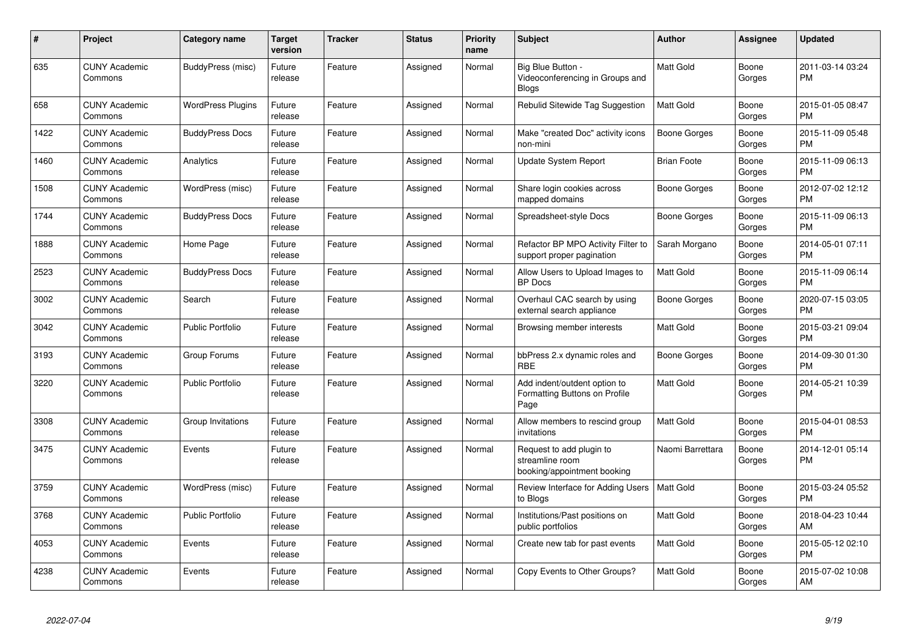| # | Project | Category name | Target version | Tracker | Status | Priority name | Subject | Author | Assignee | Updated |
|---|---|---|---|---|---|---|---|---|---|---|
| 635 | CUNY Academic Commons | BuddyPress (misc) | Future release | Feature | Assigned | Normal | Big Blue Button - Videoconferencing in Groups and Blogs | Matt Gold | Boone Gorges | 2011-03-14 03:24 PM |
| 658 | CUNY Academic Commons | WordPress Plugins | Future release | Feature | Assigned | Normal | Rebulid Sitewide Tag Suggestion | Matt Gold | Boone Gorges | 2015-01-05 08:47 PM |
| 1422 | CUNY Academic Commons | BuddyPress Docs | Future release | Feature | Assigned | Normal | Make "created Doc" activity icons non-mini | Boone Gorges | Boone Gorges | 2015-11-09 05:48 PM |
| 1460 | CUNY Academic Commons | Analytics | Future release | Feature | Assigned | Normal | Update System Report | Brian Foote | Boone Gorges | 2015-11-09 06:13 PM |
| 1508 | CUNY Academic Commons | WordPress (misc) | Future release | Feature | Assigned | Normal | Share login cookies across mapped domains | Boone Gorges | Boone Gorges | 2012-07-02 12:12 PM |
| 1744 | CUNY Academic Commons | BuddyPress Docs | Future release | Feature | Assigned | Normal | Spreadsheet-style Docs | Boone Gorges | Boone Gorges | 2015-11-09 06:13 PM |
| 1888 | CUNY Academic Commons | Home Page | Future release | Feature | Assigned | Normal | Refactor BP MPO Activity Filter to support proper pagination | Sarah Morgano | Boone Gorges | 2014-05-01 07:11 PM |
| 2523 | CUNY Academic Commons | BuddyPress Docs | Future release | Feature | Assigned | Normal | Allow Users to Upload Images to BP Docs | Matt Gold | Boone Gorges | 2015-11-09 06:14 PM |
| 3002 | CUNY Academic Commons | Search | Future release | Feature | Assigned | Normal | Overhaul CAC search by using external search appliance | Boone Gorges | Boone Gorges | 2020-07-15 03:05 PM |
| 3042 | CUNY Academic Commons | Public Portfolio | Future release | Feature | Assigned | Normal | Browsing member interests | Matt Gold | Boone Gorges | 2015-03-21 09:04 PM |
| 3193 | CUNY Academic Commons | Group Forums | Future release | Feature | Assigned | Normal | bbPress 2.x dynamic roles and RBE | Boone Gorges | Boone Gorges | 2014-09-30 01:30 PM |
| 3220 | CUNY Academic Commons | Public Portfolio | Future release | Feature | Assigned | Normal | Add indent/outdent option to Formatting Buttons on Profile Page | Matt Gold | Boone Gorges | 2014-05-21 10:39 PM |
| 3308 | CUNY Academic Commons | Group Invitations | Future release | Feature | Assigned | Normal | Allow members to rescind group invitations | Matt Gold | Boone Gorges | 2015-04-01 08:53 PM |
| 3475 | CUNY Academic Commons | Events | Future release | Feature | Assigned | Normal | Request to add plugin to streamline room booking/appointment booking | Naomi Barrettara | Boone Gorges | 2014-12-01 05:14 PM |
| 3759 | CUNY Academic Commons | WordPress (misc) | Future release | Feature | Assigned | Normal | Review Interface for Adding Users to Blogs | Matt Gold | Boone Gorges | 2015-03-24 05:52 PM |
| 3768 | CUNY Academic Commons | Public Portfolio | Future release | Feature | Assigned | Normal | Institutions/Past positions on public portfolios | Matt Gold | Boone Gorges | 2018-04-23 10:44 AM |
| 4053 | CUNY Academic Commons | Events | Future release | Feature | Assigned | Normal | Create new tab for past events | Matt Gold | Boone Gorges | 2015-05-12 02:10 PM |
| 4238 | CUNY Academic Commons | Events | Future release | Feature | Assigned | Normal | Copy Events to Other Groups? | Matt Gold | Boone Gorges | 2015-07-02 10:08 AM |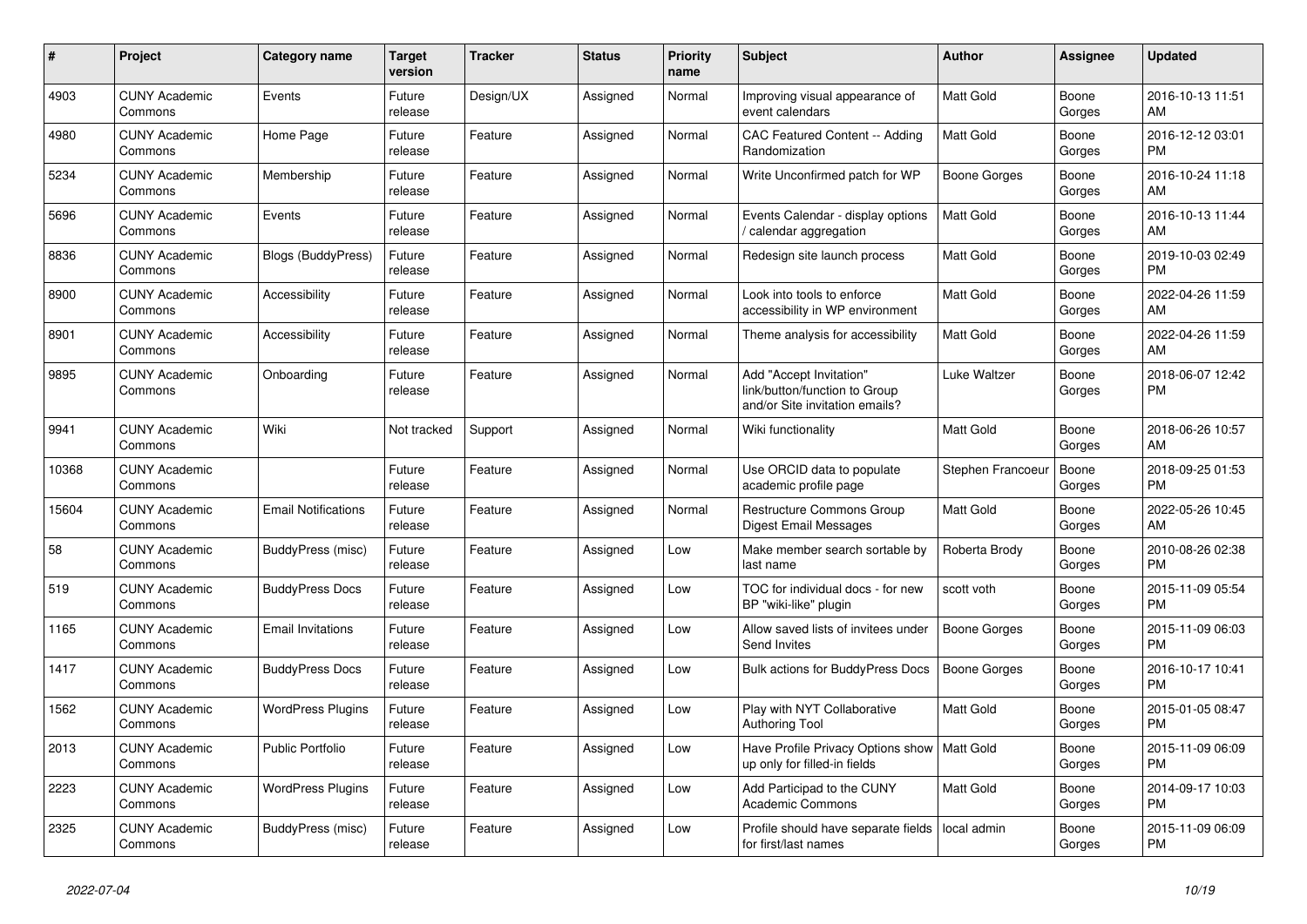| # | Project | Category name | Target version | Tracker | Status | Priority name | Subject | Author | Assignee | Updated |
|---|---|---|---|---|---|---|---|---|---|---|
| 4903 | CUNY Academic Commons | Events | Future release | Design/UX | Assigned | Normal | Improving visual appearance of event calendars | Matt Gold | Boone Gorges | 2016-10-13 11:51 AM |
| 4980 | CUNY Academic Commons | Home Page | Future release | Feature | Assigned | Normal | CAC Featured Content -- Adding Randomization | Matt Gold | Boone Gorges | 2016-12-12 03:01 PM |
| 5234 | CUNY Academic Commons | Membership | Future release | Feature | Assigned | Normal | Write Unconfirmed patch for WP | Boone Gorges | Boone Gorges | 2016-10-24 11:18 AM |
| 5696 | CUNY Academic Commons | Events | Future release | Feature | Assigned | Normal | Events Calendar - display options / calendar aggregation | Matt Gold | Boone Gorges | 2016-10-13 11:44 AM |
| 8836 | CUNY Academic Commons | Blogs (BuddyPress) | Future release | Feature | Assigned | Normal | Redesign site launch process | Matt Gold | Boone Gorges | 2019-10-03 02:49 PM |
| 8900 | CUNY Academic Commons | Accessibility | Future release | Feature | Assigned | Normal | Look into tools to enforce accessibility in WP environment | Matt Gold | Boone Gorges | 2022-04-26 11:59 AM |
| 8901 | CUNY Academic Commons | Accessibility | Future release | Feature | Assigned | Normal | Theme analysis for accessibility | Matt Gold | Boone Gorges | 2022-04-26 11:59 AM |
| 9895 | CUNY Academic Commons | Onboarding | Future release | Feature | Assigned | Normal | Add "Accept Invitation" link/button/function to Group and/or Site invitation emails? | Luke Waltzer | Boone Gorges | 2018-06-07 12:42 PM |
| 9941 | CUNY Academic Commons | Wiki | Not tracked | Support | Assigned | Normal | Wiki functionality | Matt Gold | Boone Gorges | 2018-06-26 10:57 AM |
| 10368 | CUNY Academic Commons | | Future release | Feature | Assigned | Normal | Use ORCID data to populate academic profile page | Stephen Francoeur | Boone Gorges | 2018-09-25 01:53 PM |
| 15604 | CUNY Academic Commons | Email Notifications | Future release | Feature | Assigned | Normal | Restructure Commons Group Digest Email Messages | Matt Gold | Boone Gorges | 2022-05-26 10:45 AM |
| 58 | CUNY Academic Commons | BuddyPress (misc) | Future release | Feature | Assigned | Low | Make member search sortable by last name | Roberta Brody | Boone Gorges | 2010-08-26 02:38 PM |
| 519 | CUNY Academic Commons | BuddyPress Docs | Future release | Feature | Assigned | Low | TOC for individual docs - for new BP "wiki-like" plugin | scott voth | Boone Gorges | 2015-11-09 05:54 PM |
| 1165 | CUNY Academic Commons | Email Invitations | Future release | Feature | Assigned | Low | Allow saved lists of invitees under Send Invites | Boone Gorges | Boone Gorges | 2015-11-09 06:03 PM |
| 1417 | CUNY Academic Commons | BuddyPress Docs | Future release | Feature | Assigned | Low | Bulk actions for BuddyPress Docs | Boone Gorges | Boone Gorges | 2016-10-17 10:41 PM |
| 1562 | CUNY Academic Commons | WordPress Plugins | Future release | Feature | Assigned | Low | Play with NYT Collaborative Authoring Tool | Matt Gold | Boone Gorges | 2015-01-05 08:47 PM |
| 2013 | CUNY Academic Commons | Public Portfolio | Future release | Feature | Assigned | Low | Have Profile Privacy Options show up only for filled-in fields | Matt Gold | Boone Gorges | 2015-11-09 06:09 PM |
| 2223 | CUNY Academic Commons | WordPress Plugins | Future release | Feature | Assigned | Low | Add Participad to the CUNY Academic Commons | Matt Gold | Boone Gorges | 2014-09-17 10:03 PM |
| 2325 | CUNY Academic Commons | BuddyPress (misc) | Future release | Feature | Assigned | Low | Profile should have separate fields for first/last names | local admin | Boone Gorges | 2015-11-09 06:09 PM |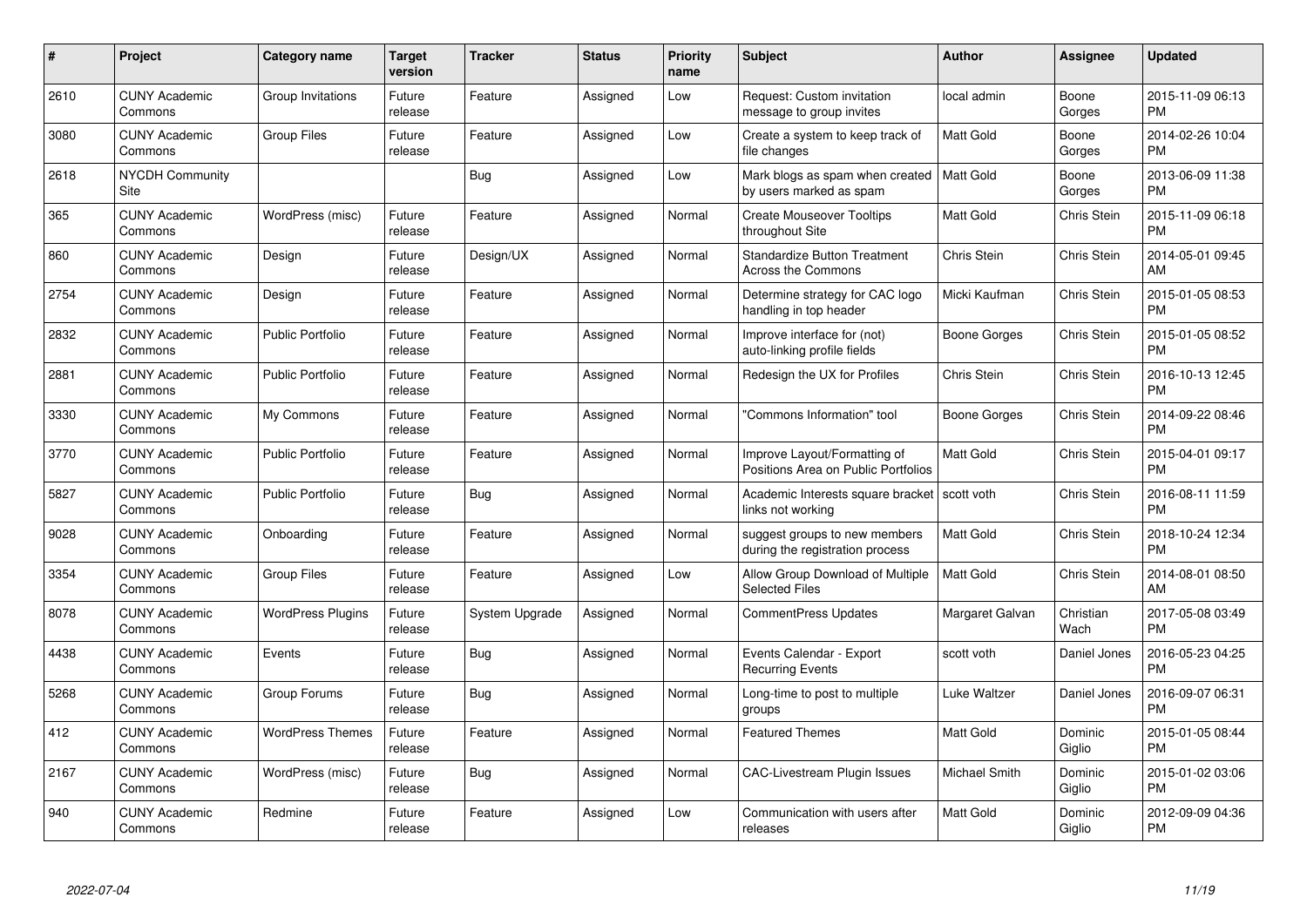| # | Project | Category name | Target version | Tracker | Status | Priority name | Subject | Author | Assignee | Updated |
|---|---|---|---|---|---|---|---|---|---|---|
| 2610 | CUNY Academic Commons | Group Invitations | Future release | Feature | Assigned | Low | Request: Custom invitation message to group invites | local admin | Boone Gorges | 2015-11-09 06:13 PM |
| 3080 | CUNY Academic Commons | Group Files | Future release | Feature | Assigned | Low | Create a system to keep track of file changes | Matt Gold | Boone Gorges | 2014-02-26 10:04 PM |
| 2618 | NYCDH Community Site | | | Bug | Assigned | Low | Mark blogs as spam when created by users marked as spam | Matt Gold | Boone Gorges | 2013-06-09 11:38 PM |
| 365 | CUNY Academic Commons | WordPress (misc) | Future release | Feature | Assigned | Normal | Create Mouseover Tooltips throughout Site | Matt Gold | Chris Stein | 2015-11-09 06:18 PM |
| 860 | CUNY Academic Commons | Design | Future release | Design/UX | Assigned | Normal | Standardize Button Treatment Across the Commons | Chris Stein | Chris Stein | 2014-05-01 09:45 AM |
| 2754 | CUNY Academic Commons | Design | Future release | Feature | Assigned | Normal | Determine strategy for CAC logo handling in top header | Micki Kaufman | Chris Stein | 2015-01-05 08:53 PM |
| 2832 | CUNY Academic Commons | Public Portfolio | Future release | Feature | Assigned | Normal | Improve interface for (not) auto-linking profile fields | Boone Gorges | Chris Stein | 2015-01-05 08:52 PM |
| 2881 | CUNY Academic Commons | Public Portfolio | Future release | Feature | Assigned | Normal | Redesign the UX for Profiles | Chris Stein | Chris Stein | 2016-10-13 12:45 PM |
| 3330 | CUNY Academic Commons | My Commons | Future release | Feature | Assigned | Normal | "Commons Information" tool | Boone Gorges | Chris Stein | 2014-09-22 08:46 PM |
| 3770 | CUNY Academic Commons | Public Portfolio | Future release | Feature | Assigned | Normal | Improve Layout/Formatting of Positions Area on Public Portfolios | Matt Gold | Chris Stein | 2015-04-01 09:17 PM |
| 5827 | CUNY Academic Commons | Public Portfolio | Future release | Bug | Assigned | Normal | Academic Interests square bracket links not working | scott voth | Chris Stein | 2016-08-11 11:59 PM |
| 9028 | CUNY Academic Commons | Onboarding | Future release | Feature | Assigned | Normal | suggest groups to new members during the registration process | Matt Gold | Chris Stein | 2018-10-24 12:34 PM |
| 3354 | CUNY Academic Commons | Group Files | Future release | Feature | Assigned | Low | Allow Group Download of Multiple Selected Files | Matt Gold | Chris Stein | 2014-08-01 08:50 AM |
| 8078 | CUNY Academic Commons | WordPress Plugins | Future release | System Upgrade | Assigned | Normal | CommentPress Updates | Margaret Galvan | Christian Wach | 2017-05-08 03:49 PM |
| 4438 | CUNY Academic Commons | Events | Future release | Bug | Assigned | Normal | Events Calendar - Export Recurring Events | scott voth | Daniel Jones | 2016-05-23 04:25 PM |
| 5268 | CUNY Academic Commons | Group Forums | Future release | Bug | Assigned | Normal | Long-time to post to multiple groups | Luke Waltzer | Daniel Jones | 2016-09-07 06:31 PM |
| 412 | CUNY Academic Commons | WordPress Themes | Future release | Feature | Assigned | Normal | Featured Themes | Matt Gold | Dominic Giglio | 2015-01-05 08:44 PM |
| 2167 | CUNY Academic Commons | WordPress (misc) | Future release | Bug | Assigned | Normal | CAC-Livestream Plugin Issues | Michael Smith | Dominic Giglio | 2015-01-02 03:06 PM |
| 940 | CUNY Academic Commons | Redmine | Future release | Feature | Assigned | Low | Communication with users after releases | Matt Gold | Dominic Giglio | 2012-09-09 04:36 PM |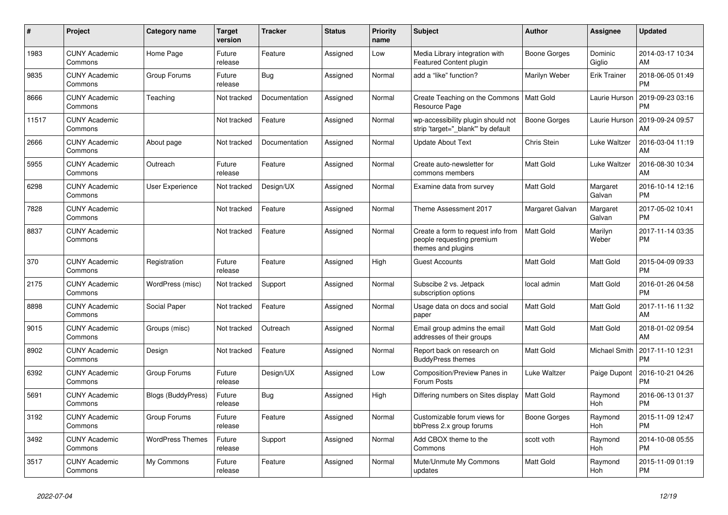| # | Project | Category name | Target version | Tracker | Status | Priority name | Subject | Author | Assignee | Updated |
|---|---|---|---|---|---|---|---|---|---|---|
| 1983 | CUNY Academic Commons | Home Page | Future release | Feature | Assigned | Low | Media Library integration with Featured Content plugin | Boone Gorges | Dominic Giglio | 2014-03-17 10:34 AM |
| 9835 | CUNY Academic Commons | Group Forums | Future release | Bug | Assigned | Normal | add a “like” function? | Marilyn Weber | Erik Trainer | 2018-06-05 01:49 PM |
| 8666 | CUNY Academic Commons | Teaching | Not tracked | Documentation | Assigned | Normal | Create Teaching on the Commons Resource Page | Matt Gold | Laurie Hurson | 2019-09-23 03:16 PM |
| 11517 | CUNY Academic Commons | | Not tracked | Feature | Assigned | Normal | wp-accessibility plugin should not strip 'target="_blank"' by default | Boone Gorges | Laurie Hurson | 2019-09-24 09:57 AM |
| 2666 | CUNY Academic Commons | About page | Not tracked | Documentation | Assigned | Normal | Update About Text | Chris Stein | Luke Waltzer | 2016-03-04 11:19 AM |
| 5955 | CUNY Academic Commons | Outreach | Future release | Feature | Assigned | Normal | Create auto-newsletter for commons members | Matt Gold | Luke Waltzer | 2016-08-30 10:34 AM |
| 6298 | CUNY Academic Commons | User Experience | Not tracked | Design/UX | Assigned | Normal | Examine data from survey | Matt Gold | Margaret Galvan | 2016-10-14 12:16 PM |
| 7828 | CUNY Academic Commons | | Not tracked | Feature | Assigned | Normal | Theme Assessment 2017 | Margaret Galvan | Margaret Galvan | 2017-05-02 10:41 PM |
| 8837 | CUNY Academic Commons | | Not tracked | Feature | Assigned | Normal | Create a form to request info from people requesting premium themes and plugins | Matt Gold | Marilyn Weber | 2017-11-14 03:35 PM |
| 370 | CUNY Academic Commons | Registration | Future release | Feature | Assigned | High | Guest Accounts | Matt Gold | Matt Gold | 2015-04-09 09:33 PM |
| 2175 | CUNY Academic Commons | WordPress (misc) | Not tracked | Support | Assigned | Normal | Subscibe 2 vs. Jetpack subscription options | local admin | Matt Gold | 2016-01-26 04:58 PM |
| 8898 | CUNY Academic Commons | Social Paper | Not tracked | Feature | Assigned | Normal | Usage data on docs and social paper | Matt Gold | Matt Gold | 2017-11-16 11:32 AM |
| 9015 | CUNY Academic Commons | Groups (misc) | Not tracked | Outreach | Assigned | Normal | Email group admins the email addresses of their groups | Matt Gold | Matt Gold | 2018-01-02 09:54 AM |
| 8902 | CUNY Academic Commons | Design | Not tracked | Feature | Assigned | Normal | Report back on research on BuddyPress themes | Matt Gold | Michael Smith | 2017-11-10 12:31 PM |
| 6392 | CUNY Academic Commons | Group Forums | Future release | Design/UX | Assigned | Low | Composition/Preview Panes in Forum Posts | Luke Waltzer | Paige Dupont | 2016-10-21 04:26 PM |
| 5691 | CUNY Academic Commons | Blogs (BuddyPress) | Future release | Bug | Assigned | High | Differing numbers on Sites display | Matt Gold | Raymond Hoh | 2016-06-13 01:37 PM |
| 3192 | CUNY Academic Commons | Group Forums | Future release | Feature | Assigned | Normal | Customizable forum views for bbPress 2.x group forums | Boone Gorges | Raymond Hoh | 2015-11-09 12:47 PM |
| 3492 | CUNY Academic Commons | WordPress Themes | Future release | Support | Assigned | Normal | Add CBOX theme to the Commons | scott voth | Raymond Hoh | 2014-10-08 05:55 PM |
| 3517 | CUNY Academic Commons | My Commons | Future release | Feature | Assigned | Normal | Mute/Unmute My Commons updates | Matt Gold | Raymond Hoh | 2015-11-09 01:19 PM |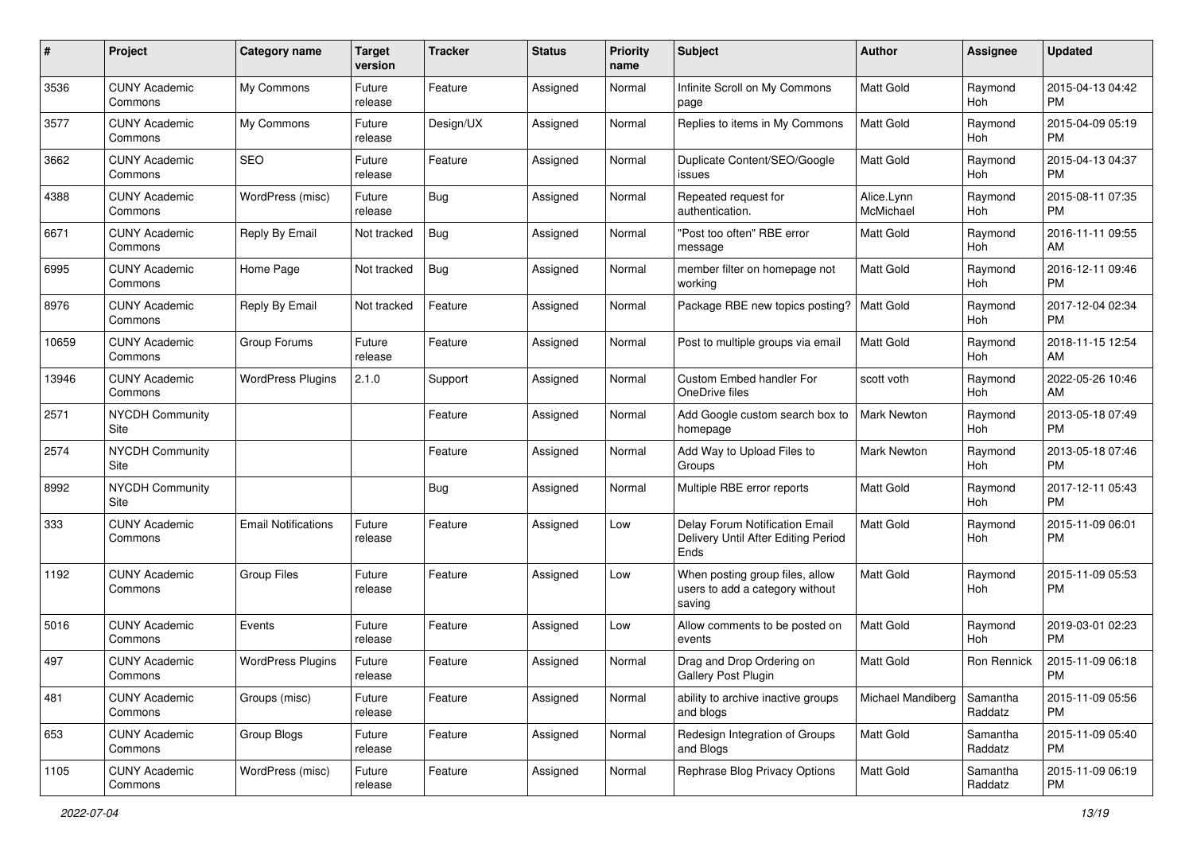| # | Project | Category name | Target version | Tracker | Status | Priority name | Subject | Author | Assignee | Updated |
|---|---|---|---|---|---|---|---|---|---|---|
| 3536 | CUNY Academic Commons | My Commons | Future release | Feature | Assigned | Normal | Infinite Scroll on My Commons page | Matt Gold | Raymond Hoh | 2015-04-13 04:42 PM |
| 3577 | CUNY Academic Commons | My Commons | Future release | Design/UX | Assigned | Normal | Replies to items in My Commons | Matt Gold | Raymond Hoh | 2015-04-09 05:19 PM |
| 3662 | CUNY Academic Commons | SEO | Future release | Feature | Assigned | Normal | Duplicate Content/SEO/Google issues | Matt Gold | Raymond Hoh | 2015-04-13 04:37 PM |
| 4388 | CUNY Academic Commons | WordPress (misc) | Future release | Bug | Assigned | Normal | Repeated request for authentication. | Alice.Lynn McMichael | Raymond Hoh | 2015-08-11 07:35 PM |
| 6671 | CUNY Academic Commons | Reply By Email | Not tracked | Bug | Assigned | Normal | "Post too often" RBE error message | Matt Gold | Raymond Hoh | 2016-11-11 09:55 AM |
| 6995 | CUNY Academic Commons | Home Page | Not tracked | Bug | Assigned | Normal | member filter on homepage not working | Matt Gold | Raymond Hoh | 2016-12-11 09:46 PM |
| 8976 | CUNY Academic Commons | Reply By Email | Not tracked | Feature | Assigned | Normal | Package RBE new topics posting? | Matt Gold | Raymond Hoh | 2017-12-04 02:34 PM |
| 10659 | CUNY Academic Commons | Group Forums | Future release | Feature | Assigned | Normal | Post to multiple groups via email | Matt Gold | Raymond Hoh | 2018-11-15 12:54 AM |
| 13946 | CUNY Academic Commons | WordPress Plugins | 2.1.0 | Support | Assigned | Normal | Custom Embed handler For OneDrive files | scott voth | Raymond Hoh | 2022-05-26 10:46 AM |
| 2571 | NYCDH Community Site | | | Feature | Assigned | Normal | Add Google custom search box to homepage | Mark Newton | Raymond Hoh | 2013-05-18 07:49 PM |
| 2574 | NYCDH Community Site | | | Feature | Assigned | Normal | Add Way to Upload Files to Groups | Mark Newton | Raymond Hoh | 2013-05-18 07:46 PM |
| 8992 | NYCDH Community Site | | | Bug | Assigned | Normal | Multiple RBE error reports | Matt Gold | Raymond Hoh | 2017-12-11 05:43 PM |
| 333 | CUNY Academic Commons | Email Notifications | Future release | Feature | Assigned | Low | Delay Forum Notification Email Delivery Until After Editing Period Ends | Matt Gold | Raymond Hoh | 2015-11-09 06:01 PM |
| 1192 | CUNY Academic Commons | Group Files | Future release | Feature | Assigned | Low | When posting group files, allow users to add a category without saving | Matt Gold | Raymond Hoh | 2015-11-09 05:53 PM |
| 5016 | CUNY Academic Commons | Events | Future release | Feature | Assigned | Low | Allow comments to be posted on events | Matt Gold | Raymond Hoh | 2019-03-01 02:23 PM |
| 497 | CUNY Academic Commons | WordPress Plugins | Future release | Feature | Assigned | Normal | Drag and Drop Ordering on Gallery Post Plugin | Matt Gold | Ron Rennick | 2015-11-09 06:18 PM |
| 481 | CUNY Academic Commons | Groups (misc) | Future release | Feature | Assigned | Normal | ability to archive inactive groups and blogs | Michael Mandiberg | Samantha Raddatz | 2015-11-09 05:56 PM |
| 653 | CUNY Academic Commons | Group Blogs | Future release | Feature | Assigned | Normal | Redesign Integration of Groups and Blogs | Matt Gold | Samantha Raddatz | 2015-11-09 05:40 PM |
| 1105 | CUNY Academic Commons | WordPress (misc) | Future release | Feature | Assigned | Normal | Rephrase Blog Privacy Options | Matt Gold | Samantha Raddatz | 2015-11-09 06:19 PM |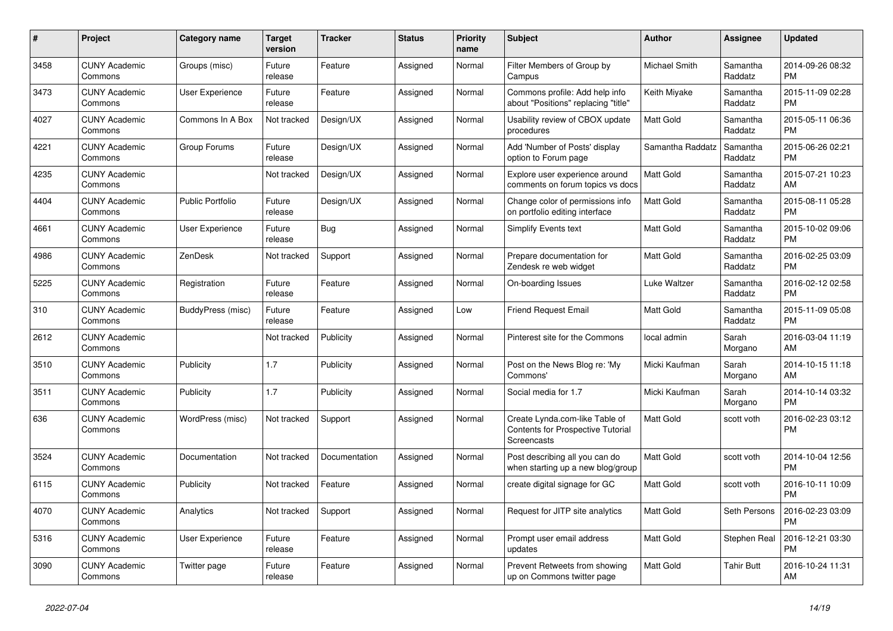| # | Project | Category name | Target version | Tracker | Status | Priority name | Subject | Author | Assignee | Updated |
|---|---|---|---|---|---|---|---|---|---|---|
| 3458 | CUNY Academic Commons | Groups (misc) | Future release | Feature | Assigned | Normal | Filter Members of Group by Campus | Michael Smith | Samantha Raddatz | 2014-09-26 08:32 PM |
| 3473 | CUNY Academic Commons | User Experience | Future release | Feature | Assigned | Normal | Commons profile: Add help info about "Positions" replacing "title" | Keith Miyake | Samantha Raddatz | 2015-11-09 02:28 PM |
| 4027 | CUNY Academic Commons | Commons In A Box | Not tracked | Design/UX | Assigned | Normal | Usability review of CBOX update procedures | Matt Gold | Samantha Raddatz | 2015-05-11 06:36 PM |
| 4221 | CUNY Academic Commons | Group Forums | Future release | Design/UX | Assigned | Normal | Add 'Number of Posts' display option to Forum page | Samantha Raddatz | Samantha Raddatz | 2015-06-26 02:21 PM |
| 4235 | CUNY Academic Commons | | Not tracked | Design/UX | Assigned | Normal | Explore user experience around comments on forum topics vs docs | Matt Gold | Samantha Raddatz | 2015-07-21 10:23 AM |
| 4404 | CUNY Academic Commons | Public Portfolio | Future release | Design/UX | Assigned | Normal | Change color of permissions info on portfolio editing interface | Matt Gold | Samantha Raddatz | 2015-08-11 05:28 PM |
| 4661 | CUNY Academic Commons | User Experience | Future release | Bug | Assigned | Normal | Simplify Events text | Matt Gold | Samantha Raddatz | 2015-10-02 09:06 PM |
| 4986 | CUNY Academic Commons | ZenDesk | Not tracked | Support | Assigned | Normal | Prepare documentation for Zendesk re web widget | Matt Gold | Samantha Raddatz | 2016-02-25 03:09 PM |
| 5225 | CUNY Academic Commons | Registration | Future release | Feature | Assigned | Normal | On-boarding Issues | Luke Waltzer | Samantha Raddatz | 2016-02-12 02:58 PM |
| 310 | CUNY Academic Commons | BuddyPress (misc) | Future release | Feature | Assigned | Low | Friend Request Email | Matt Gold | Samantha Raddatz | 2015-11-09 05:08 PM |
| 2612 | CUNY Academic Commons | | Not tracked | Publicity | Assigned | Normal | Pinterest site for the Commons | local admin | Sarah Morgano | 2016-03-04 11:19 AM |
| 3510 | CUNY Academic Commons | Publicity | 1.7 | Publicity | Assigned | Normal | Post on the News Blog re: 'My Commons' | Micki Kaufman | Sarah Morgano | 2014-10-15 11:18 AM |
| 3511 | CUNY Academic Commons | Publicity | 1.7 | Publicity | Assigned | Normal | Social media for 1.7 | Micki Kaufman | Sarah Morgano | 2014-10-14 03:32 PM |
| 636 | CUNY Academic Commons | WordPress (misc) | Not tracked | Support | Assigned | Normal | Create Lynda.com-like Table of Contents for Prospective Tutorial Screencasts | Matt Gold | scott voth | 2016-02-23 03:12 PM |
| 3524 | CUNY Academic Commons | Documentation | Not tracked | Documentation | Assigned | Normal | Post describing all you can do when starting up a new blog/group | Matt Gold | scott voth | 2014-10-04 12:56 PM |
| 6115 | CUNY Academic Commons | Publicity | Not tracked | Feature | Assigned | Normal | create digital signage for GC | Matt Gold | scott voth | 2016-10-11 10:09 PM |
| 4070 | CUNY Academic Commons | Analytics | Not tracked | Support | Assigned | Normal | Request for JITP site analytics | Matt Gold | Seth Persons | 2016-02-23 03:09 PM |
| 5316 | CUNY Academic Commons | User Experience | Future release | Feature | Assigned | Normal | Prompt user email address updates | Matt Gold | Stephen Real | 2016-12-21 03:30 PM |
| 3090 | CUNY Academic Commons | Twitter page | Future release | Feature | Assigned | Normal | Prevent Retweets from showing up on Commons twitter page | Matt Gold | Tahir Butt | 2016-10-24 11:31 AM |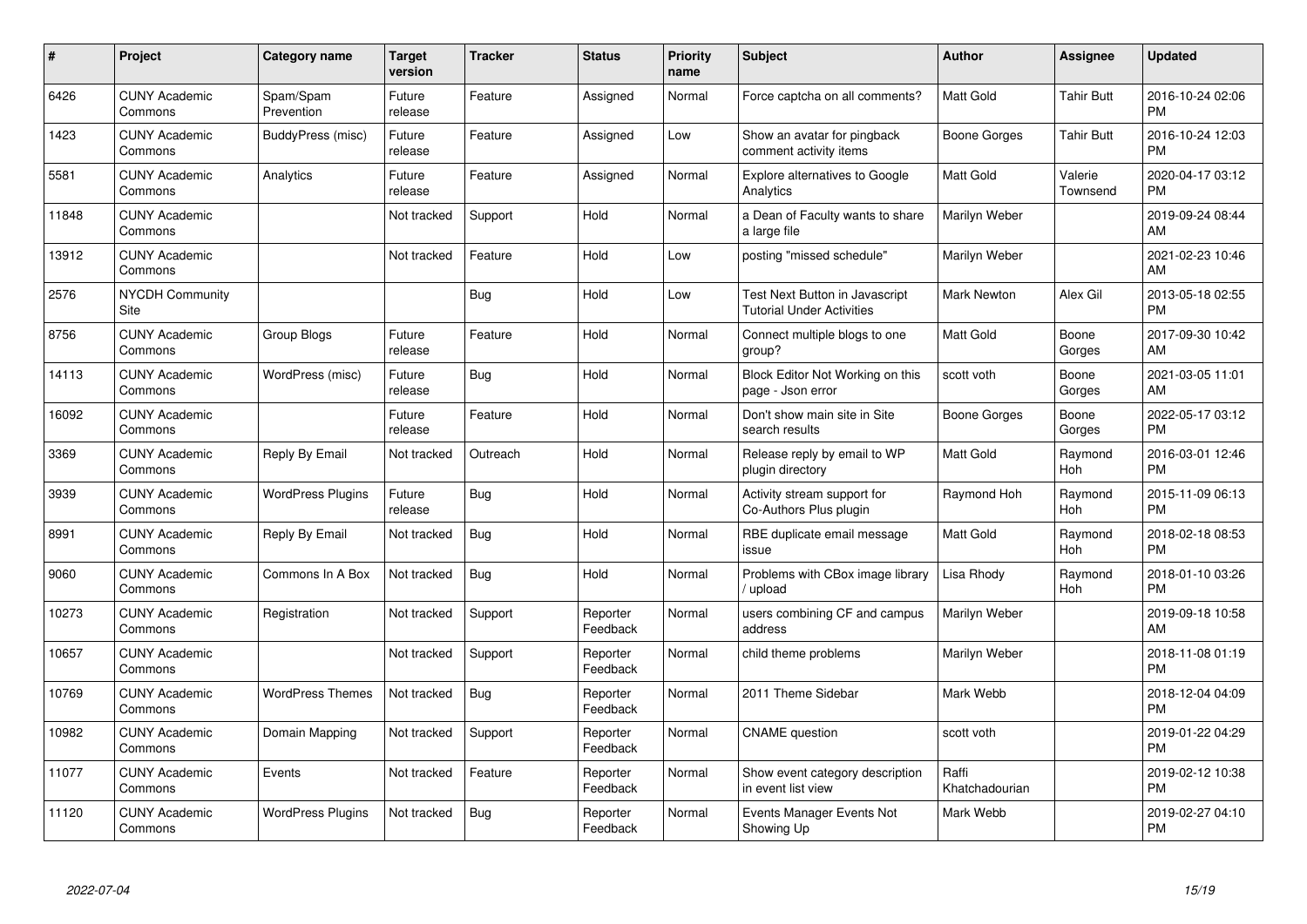| # | Project | Category name | Target version | Tracker | Status | Priority name | Subject | Author | Assignee | Updated |
|---|---|---|---|---|---|---|---|---|---|---|
| 6426 | CUNY Academic Commons | Spam/Spam Prevention | Future release | Feature | Assigned | Normal | Force captcha on all comments? | Matt Gold | Tahir Butt | 2016-10-24 02:06 PM |
| 1423 | CUNY Academic Commons | BuddyPress (misc) | Future release | Feature | Assigned | Low | Show an avatar for pingback comment activity items | Boone Gorges | Tahir Butt | 2016-10-24 12:03 PM |
| 5581 | CUNY Academic Commons | Analytics | Future release | Feature | Assigned | Normal | Explore alternatives to Google Analytics | Matt Gold | Valerie Townsend | 2020-04-17 03:12 PM |
| 11848 | CUNY Academic Commons | | Not tracked | Support | Hold | Normal | a Dean of Faculty wants to share a large file | Marilyn Weber | | 2019-09-24 08:44 AM |
| 13912 | CUNY Academic Commons | | Not tracked | Feature | Hold | Low | posting "missed schedule" | Marilyn Weber | | 2021-02-23 10:46 AM |
| 2576 | NYCDH Community Site | | | Bug | Hold | Low | Test Next Button in Javascript Tutorial Under Activities | Mark Newton | Alex Gil | 2013-05-18 02:55 PM |
| 8756 | CUNY Academic Commons | Group Blogs | Future release | Feature | Hold | Normal | Connect multiple blogs to one group? | Matt Gold | Boone Gorges | 2017-09-30 10:42 AM |
| 14113 | CUNY Academic Commons | WordPress (misc) | Future release | Bug | Hold | Normal | Block Editor Not Working on this page - Json error | scott voth | Boone Gorges | 2021-03-05 11:01 AM |
| 16092 | CUNY Academic Commons | | Future release | Feature | Hold | Normal | Don't show main site in Site search results | Boone Gorges | Boone Gorges | 2022-05-17 03:12 PM |
| 3369 | CUNY Academic Commons | Reply By Email | Not tracked | Outreach | Hold | Normal | Release reply by email to WP plugin directory | Matt Gold | Raymond Hoh | 2016-03-01 12:46 PM |
| 3939 | CUNY Academic Commons | WordPress Plugins | Future release | Bug | Hold | Normal | Activity stream support for Co-Authors Plus plugin | Raymond Hoh | Raymond Hoh | 2015-11-09 06:13 PM |
| 8991 | CUNY Academic Commons | Reply By Email | Not tracked | Bug | Hold | Normal | RBE duplicate email message issue | Matt Gold | Raymond Hoh | 2018-02-18 08:53 PM |
| 9060 | CUNY Academic Commons | Commons In A Box | Not tracked | Bug | Hold | Normal | Problems with CBox image library / upload | Lisa Rhody | Raymond Hoh | 2018-01-10 03:26 PM |
| 10273 | CUNY Academic Commons | Registration | Not tracked | Support | Reporter Feedback | Normal | users combining CF and campus address | Marilyn Weber | | 2019-09-18 10:58 AM |
| 10657 | CUNY Academic Commons | | Not tracked | Support | Reporter Feedback | Normal | child theme problems | Marilyn Weber | | 2018-11-08 01:19 PM |
| 10769 | CUNY Academic Commons | WordPress Themes | Not tracked | Bug | Reporter Feedback | Normal | 2011 Theme Sidebar | Mark Webb | | 2018-12-04 04:09 PM |
| 10982 | CUNY Academic Commons | Domain Mapping | Not tracked | Support | Reporter Feedback | Normal | CNAME question | scott voth | | 2019-01-22 04:29 PM |
| 11077 | CUNY Academic Commons | Events | Not tracked | Feature | Reporter Feedback | Normal | Show event category description in event list view | Raffi Khatchadourian | | 2019-02-12 10:38 PM |
| 11120 | CUNY Academic Commons | WordPress Plugins | Not tracked | Bug | Reporter Feedback | Normal | Events Manager Events Not Showing Up | Mark Webb | | 2019-02-27 04:10 PM |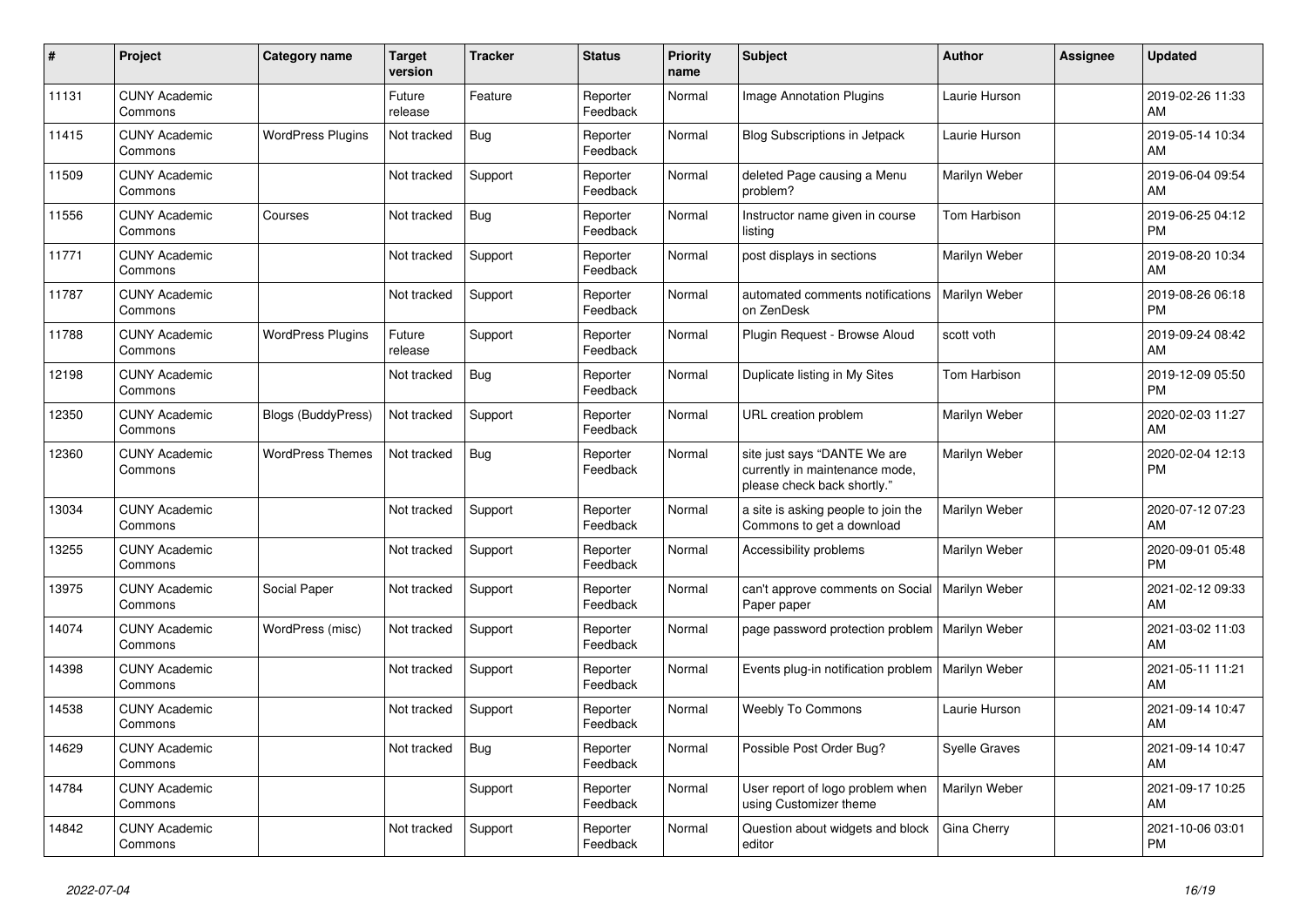| # | Project | Category name | Target version | Tracker | Status | Priority name | Subject | Author | Assignee | Updated |
|---|---|---|---|---|---|---|---|---|---|---|
| 11131 | CUNY Academic Commons | | Future release | Feature | Reporter Feedback | Normal | Image Annotation Plugins | Laurie Hurson | | 2019-02-26 11:33 AM |
| 11415 | CUNY Academic Commons | WordPress Plugins | Not tracked | Bug | Reporter Feedback | Normal | Blog Subscriptions in Jetpack | Laurie Hurson | | 2019-05-14 10:34 AM |
| 11509 | CUNY Academic Commons | | Not tracked | Support | Reporter Feedback | Normal | deleted Page causing a Menu problem? | Marilyn Weber | | 2019-06-04 09:54 AM |
| 11556 | CUNY Academic Commons | Courses | Not tracked | Bug | Reporter Feedback | Normal | Instructor name given in course listing | Tom Harbison | | 2019-06-25 04:12 PM |
| 11771 | CUNY Academic Commons | | Not tracked | Support | Reporter Feedback | Normal | post displays in sections | Marilyn Weber | | 2019-08-20 10:34 AM |
| 11787 | CUNY Academic Commons | | Not tracked | Support | Reporter Feedback | Normal | automated comments notifications on ZenDesk | Marilyn Weber | | 2019-08-26 06:18 PM |
| 11788 | CUNY Academic Commons | WordPress Plugins | Future release | Support | Reporter Feedback | Normal | Plugin Request - Browse Aloud | scott voth | | 2019-09-24 08:42 AM |
| 12198 | CUNY Academic Commons | | Not tracked | Bug | Reporter Feedback | Normal | Duplicate listing in My Sites | Tom Harbison | | 2019-12-09 05:50 PM |
| 12350 | CUNY Academic Commons | Blogs (BuddyPress) | Not tracked | Support | Reporter Feedback | Normal | URL creation problem | Marilyn Weber | | 2020-02-03 11:27 AM |
| 12360 | CUNY Academic Commons | WordPress Themes | Not tracked | Bug | Reporter Feedback | Normal | site just says "DANTE We are currently in maintenance mode, please check back shortly." | Marilyn Weber | | 2020-02-04 12:13 PM |
| 13034 | CUNY Academic Commons | | Not tracked | Support | Reporter Feedback | Normal | a site is asking people to join the Commons to get a download | Marilyn Weber | | 2020-07-12 07:23 AM |
| 13255 | CUNY Academic Commons | | Not tracked | Support | Reporter Feedback | Normal | Accessibility problems | Marilyn Weber | | 2020-09-01 05:48 PM |
| 13975 | CUNY Academic Commons | Social Paper | Not tracked | Support | Reporter Feedback | Normal | can't approve comments on Social Paper paper | Marilyn Weber | | 2021-02-12 09:33 AM |
| 14074 | CUNY Academic Commons | WordPress (misc) | Not tracked | Support | Reporter Feedback | Normal | page password protection problem | Marilyn Weber | | 2021-03-02 11:03 AM |
| 14398 | CUNY Academic Commons | | Not tracked | Support | Reporter Feedback | Normal | Events plug-in notification problem | Marilyn Weber | | 2021-05-11 11:21 AM |
| 14538 | CUNY Academic Commons | | Not tracked | Support | Reporter Feedback | Normal | Weebly To Commons | Laurie Hurson | | 2021-09-14 10:47 AM |
| 14629 | CUNY Academic Commons | | Not tracked | Bug | Reporter Feedback | Normal | Possible Post Order Bug? | Syelle Graves | | 2021-09-14 10:47 AM |
| 14784 | CUNY Academic Commons | | | Support | Reporter Feedback | Normal | User report of logo problem when using Customizer theme | Marilyn Weber | | 2021-09-17 10:25 AM |
| 14842 | CUNY Academic Commons | | Not tracked | Support | Reporter Feedback | Normal | Question about widgets and block editor | Gina Cherry | | 2021-10-06 03:01 PM |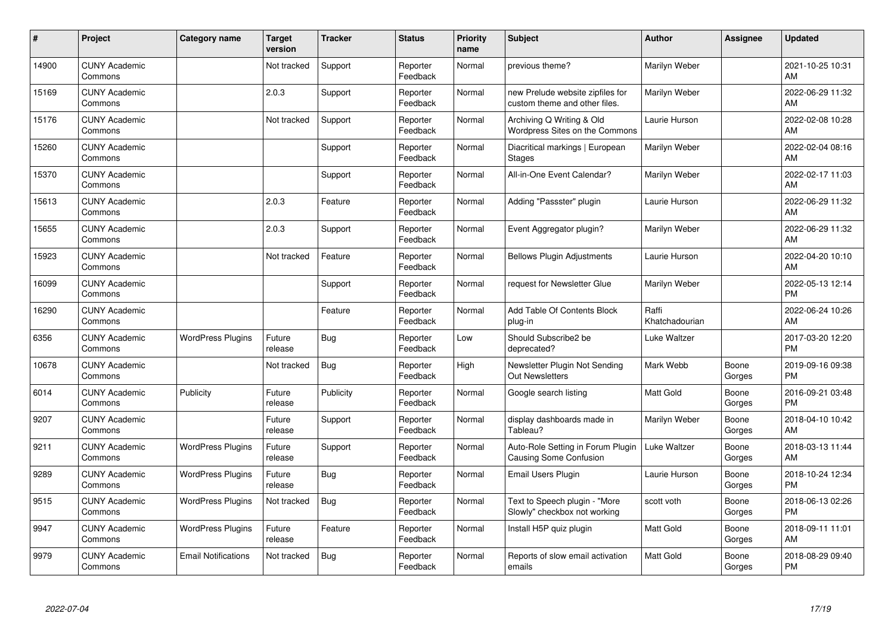| # | Project | Category name | Target version | Tracker | Status | Priority name | Subject | Author | Assignee | Updated |
|---|---|---|---|---|---|---|---|---|---|---|
| 14900 | CUNY Academic Commons | | Not tracked | Support | Reporter Feedback | Normal | previous theme? | Marilyn Weber | | 2021-10-25 10:31 AM |
| 15169 | CUNY Academic Commons | | 2.0.3 | Support | Reporter Feedback | Normal | new Prelude website zipfiles for custom theme and other files. | Marilyn Weber | | 2022-06-29 11:32 AM |
| 15176 | CUNY Academic Commons | | Not tracked | Support | Reporter Feedback | Normal | Archiving Q Writing & Old Wordpress Sites on the Commons | Laurie Hurson | | 2022-02-08 10:28 AM |
| 15260 | CUNY Academic Commons | | | Support | Reporter Feedback | Normal | Diacritical markings \| European Stages | Marilyn Weber | | 2022-02-04 08:16 AM |
| 15370 | CUNY Academic Commons | | | Support | Reporter Feedback | Normal | All-in-One Event Calendar? | Marilyn Weber | | 2022-02-17 11:03 AM |
| 15613 | CUNY Academic Commons | | 2.0.3 | Feature | Reporter Feedback | Normal | Adding "Passster" plugin | Laurie Hurson | | 2022-06-29 11:32 AM |
| 15655 | CUNY Academic Commons | | 2.0.3 | Support | Reporter Feedback | Normal | Event Aggregator plugin? | Marilyn Weber | | 2022-06-29 11:32 AM |
| 15923 | CUNY Academic Commons | | Not tracked | Feature | Reporter Feedback | Normal | Bellows Plugin Adjustments | Laurie Hurson | | 2022-04-20 10:10 AM |
| 16099 | CUNY Academic Commons | | | Support | Reporter Feedback | Normal | request for Newsletter Glue | Marilyn Weber | | 2022-05-13 12:14 PM |
| 16290 | CUNY Academic Commons | | | Feature | Reporter Feedback | Normal | Add Table Of Contents Block plug-in | Raffi Khatchadourian | | 2022-06-24 10:26 AM |
| 6356 | CUNY Academic Commons | WordPress Plugins | Future release | Bug | Reporter Feedback | Low | Should Subscribe2 be deprecated? | Luke Waltzer | | 2017-03-20 12:20 PM |
| 10678 | CUNY Academic Commons | | Not tracked | Bug | Reporter Feedback | High | Newsletter Plugin Not Sending Out Newsletters | Mark Webb | Boone Gorges | 2019-09-16 09:38 PM |
| 6014 | CUNY Academic Commons | Publicity | Future release | Publicity | Reporter Feedback | Normal | Google search listing | Matt Gold | Boone Gorges | 2016-09-21 03:48 PM |
| 9207 | CUNY Academic Commons | | Future release | Support | Reporter Feedback | Normal | display dashboards made in Tableau? | Marilyn Weber | Boone Gorges | 2018-04-10 10:42 AM |
| 9211 | CUNY Academic Commons | WordPress Plugins | Future release | Support | Reporter Feedback | Normal | Auto-Role Setting in Forum Plugin Causing Some Confusion | Luke Waltzer | Boone Gorges | 2018-03-13 11:44 AM |
| 9289 | CUNY Academic Commons | WordPress Plugins | Future release | Bug | Reporter Feedback | Normal | Email Users Plugin | Laurie Hurson | Boone Gorges | 2018-10-24 12:34 PM |
| 9515 | CUNY Academic Commons | WordPress Plugins | Not tracked | Bug | Reporter Feedback | Normal | Text to Speech plugin - "More Slowly" checkbox not working | scott voth | Boone Gorges | 2018-06-13 02:26 PM |
| 9947 | CUNY Academic Commons | WordPress Plugins | Future release | Feature | Reporter Feedback | Normal | Install H5P quiz plugin | Matt Gold | Boone Gorges | 2018-09-11 11:01 AM |
| 9979 | CUNY Academic Commons | Email Notifications | Not tracked | Bug | Reporter Feedback | Normal | Reports of slow email activation emails | Matt Gold | Boone Gorges | 2018-08-29 09:40 PM |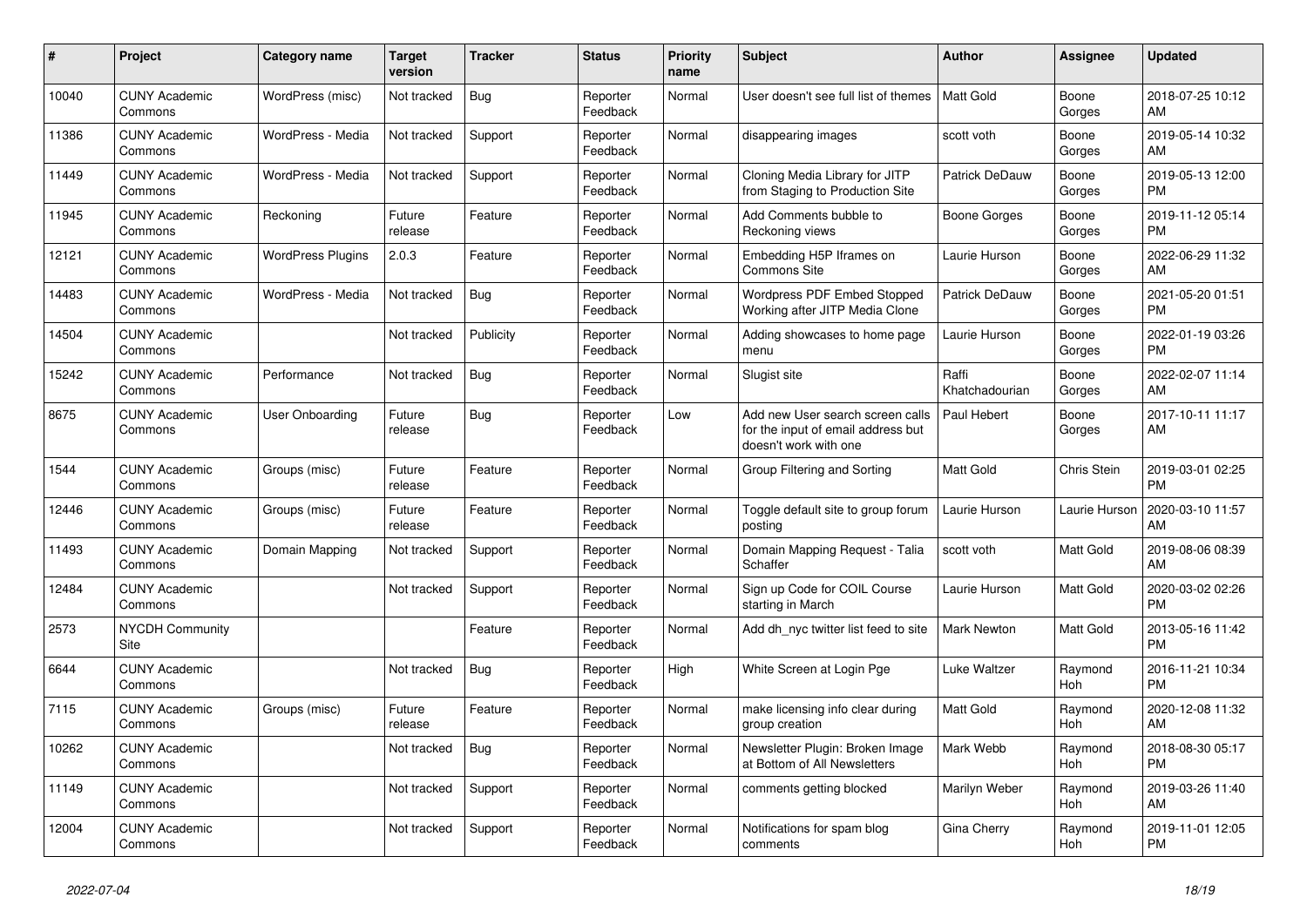| # | Project | Category name | Target version | Tracker | Status | Priority name | Subject | Author | Assignee | Updated |
|---|---|---|---|---|---|---|---|---|---|---|
| 10040 | CUNY Academic Commons | WordPress (misc) | Not tracked | Bug | Reporter Feedback | Normal | User doesn't see full list of themes | Matt Gold | Boone Gorges | 2018-07-25 10:12 AM |
| 11386 | CUNY Academic Commons | WordPress - Media | Not tracked | Support | Reporter Feedback | Normal | disappearing images | scott voth | Boone Gorges | 2019-05-14 10:32 AM |
| 11449 | CUNY Academic Commons | WordPress - Media | Not tracked | Support | Reporter Feedback | Normal | Cloning Media Library for JITP from Staging to Production Site | Patrick DeDauw | Boone Gorges | 2019-05-13 12:00 PM |
| 11945 | CUNY Academic Commons | Reckoning | Future release | Feature | Reporter Feedback | Normal | Add Comments bubble to Reckoning views | Boone Gorges | Boone Gorges | 2019-11-12 05:14 PM |
| 12121 | CUNY Academic Commons | WordPress Plugins | 2.0.3 | Feature | Reporter Feedback | Normal | Embedding H5P Iframes on Commons Site | Laurie Hurson | Boone Gorges | 2022-06-29 11:32 AM |
| 14483 | CUNY Academic Commons | WordPress - Media | Not tracked | Bug | Reporter Feedback | Normal | Wordpress PDF Embed Stopped Working after JITP Media Clone | Patrick DeDauw | Boone Gorges | 2021-05-20 01:51 PM |
| 14504 | CUNY Academic Commons | | Not tracked | Publicity | Reporter Feedback | Normal | Adding showcases to home page menu | Laurie Hurson | Boone Gorges | 2022-01-19 03:26 PM |
| 15242 | CUNY Academic Commons | Performance | Not tracked | Bug | Reporter Feedback | Normal | Slugist site | Raffi Khatchadourian | Boone Gorges | 2022-02-07 11:14 AM |
| 8675 | CUNY Academic Commons | User Onboarding | Future release | Bug | Reporter Feedback | Low | Add new User search screen calls for the input of email address but doesn't work with one | Paul Hebert | Boone Gorges | 2017-10-11 11:17 AM |
| 1544 | CUNY Academic Commons | Groups (misc) | Future release | Feature | Reporter Feedback | Normal | Group Filtering and Sorting | Matt Gold | Chris Stein | 2019-03-01 02:25 PM |
| 12446 | CUNY Academic Commons | Groups (misc) | Future release | Feature | Reporter Feedback | Normal | Toggle default site to group forum posting | Laurie Hurson | Laurie Hurson | 2020-03-10 11:57 AM |
| 11493 | CUNY Academic Commons | Domain Mapping | Not tracked | Support | Reporter Feedback | Normal | Domain Mapping Request - Talia Schaffer | scott voth | Matt Gold | 2019-08-06 08:39 AM |
| 12484 | CUNY Academic Commons | | Not tracked | Support | Reporter Feedback | Normal | Sign up Code for COIL Course starting in March | Laurie Hurson | Matt Gold | 2020-03-02 02:26 PM |
| 2573 | NYCDH Community Site | | | Feature | Reporter Feedback | Normal | Add dh_nyc twitter list feed to site | Mark Newton | Matt Gold | 2013-05-16 11:42 PM |
| 6644 | CUNY Academic Commons | | Not tracked | Bug | Reporter Feedback | High | White Screen at Login Pge | Luke Waltzer | Raymond Hoh | 2016-11-21 10:34 PM |
| 7115 | CUNY Academic Commons | Groups (misc) | Future release | Feature | Reporter Feedback | Normal | make licensing info clear during group creation | Matt Gold | Raymond Hoh | 2020-12-08 11:32 AM |
| 10262 | CUNY Academic Commons | | Not tracked | Bug | Reporter Feedback | Normal | Newsletter Plugin: Broken Image at Bottom of All Newsletters | Mark Webb | Raymond Hoh | 2018-08-30 05:17 PM |
| 11149 | CUNY Academic Commons | | Not tracked | Support | Reporter Feedback | Normal | comments getting blocked | Marilyn Weber | Raymond Hoh | 2019-03-26 11:40 AM |
| 12004 | CUNY Academic Commons | | Not tracked | Support | Reporter Feedback | Normal | Notifications for spam blog comments | Gina Cherry | Raymond Hoh | 2019-11-01 12:05 PM |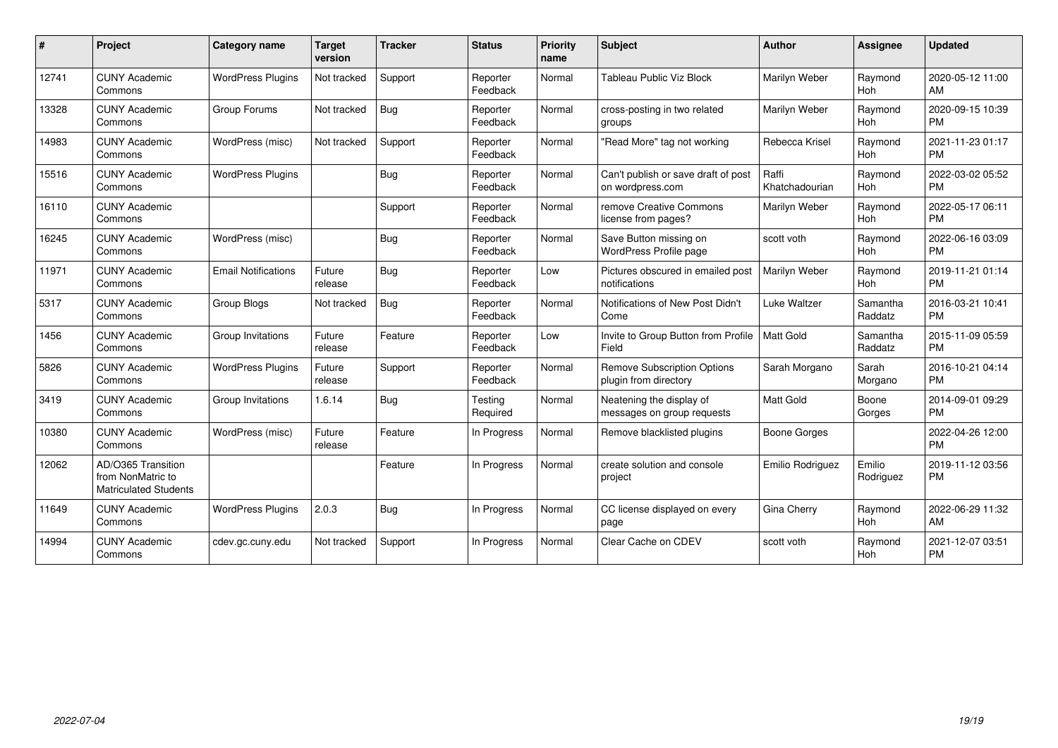| # | Project | Category name | Target version | Tracker | Status | Priority name | Subject | Author | Assignee | Updated |
|---|---|---|---|---|---|---|---|---|---|---|
| 12741 | CUNY Academic Commons | WordPress Plugins | Not tracked | Support | Reporter Feedback | Normal | Tableau Public Viz Block | Marilyn Weber | Raymond Hoh | 2020-05-12 11:00 AM |
| 13328 | CUNY Academic Commons | Group Forums | Not tracked | Bug | Reporter Feedback | Normal | cross-posting in two related groups | Marilyn Weber | Raymond Hoh | 2020-09-15 10:39 PM |
| 14983 | CUNY Academic Commons | WordPress (misc) | Not tracked | Support | Reporter Feedback | Normal | "Read More" tag not working | Rebecca Krisel | Raymond Hoh | 2021-11-23 01:17 PM |
| 15516 | CUNY Academic Commons | WordPress Plugins | | Bug | Reporter Feedback | Normal | Can't publish or save draft of post on wordpress.com | Raffi Khatchadourian | Raymond Hoh | 2022-03-02 05:52 PM |
| 16110 | CUNY Academic Commons | | | Support | Reporter Feedback | Normal | remove Creative Commons license from pages? | Marilyn Weber | Raymond Hoh | 2022-05-17 06:11 PM |
| 16245 | CUNY Academic Commons | WordPress (misc) | | Bug | Reporter Feedback | Normal | Save Button missing on WordPress Profile page | scott voth | Raymond Hoh | 2022-06-16 03:09 PM |
| 11971 | CUNY Academic Commons | Email Notifications | Future release | Bug | Reporter Feedback | Low | Pictures obscured in emailed post notifications | Marilyn Weber | Raymond Hoh | 2019-11-21 01:14 PM |
| 5317 | CUNY Academic Commons | Group Blogs | Not tracked | Bug | Reporter Feedback | Normal | Notifications of New Post Didn't Come | Luke Waltzer | Samantha Raddatz | 2016-03-21 10:41 PM |
| 1456 | CUNY Academic Commons | Group Invitations | Future release | Feature | Reporter Feedback | Low | Invite to Group Button from Profile Field | Matt Gold | Samantha Raddatz | 2015-11-09 05:59 PM |
| 5826 | CUNY Academic Commons | WordPress Plugins | Future release | Support | Reporter Feedback | Normal | Remove Subscription Options plugin from directory | Sarah Morgano | Sarah Morgano | 2016-10-21 04:14 PM |
| 3419 | CUNY Academic Commons | Group Invitations | 1.6.14 | Bug | Testing Required | Normal | Neatening the display of messages on group requests | Matt Gold | Boone Gorges | 2014-09-01 09:29 PM |
| 10380 | CUNY Academic Commons | WordPress (misc) | Future release | Feature | In Progress | Normal | Remove blacklisted plugins | Boone Gorges | | 2022-04-26 12:00 PM |
| 12062 | AD/O365 Transition from NonMatric to Matriculated Students | | | Feature | In Progress | Normal | create solution and console project | Emilio Rodriguez | Emilio Rodriguez | 2019-11-12 03:56 PM |
| 11649 | CUNY Academic Commons | WordPress Plugins | 2.0.3 | Bug | In Progress | Normal | CC license displayed on every page | Gina Cherry | Raymond Hoh | 2022-06-29 11:32 AM |
| 14994 | CUNY Academic Commons | cdev.gc.cuny.edu | Not tracked | Support | In Progress | Normal | Clear Cache on CDEV | scott voth | Raymond Hoh | 2021-12-07 03:51 PM |